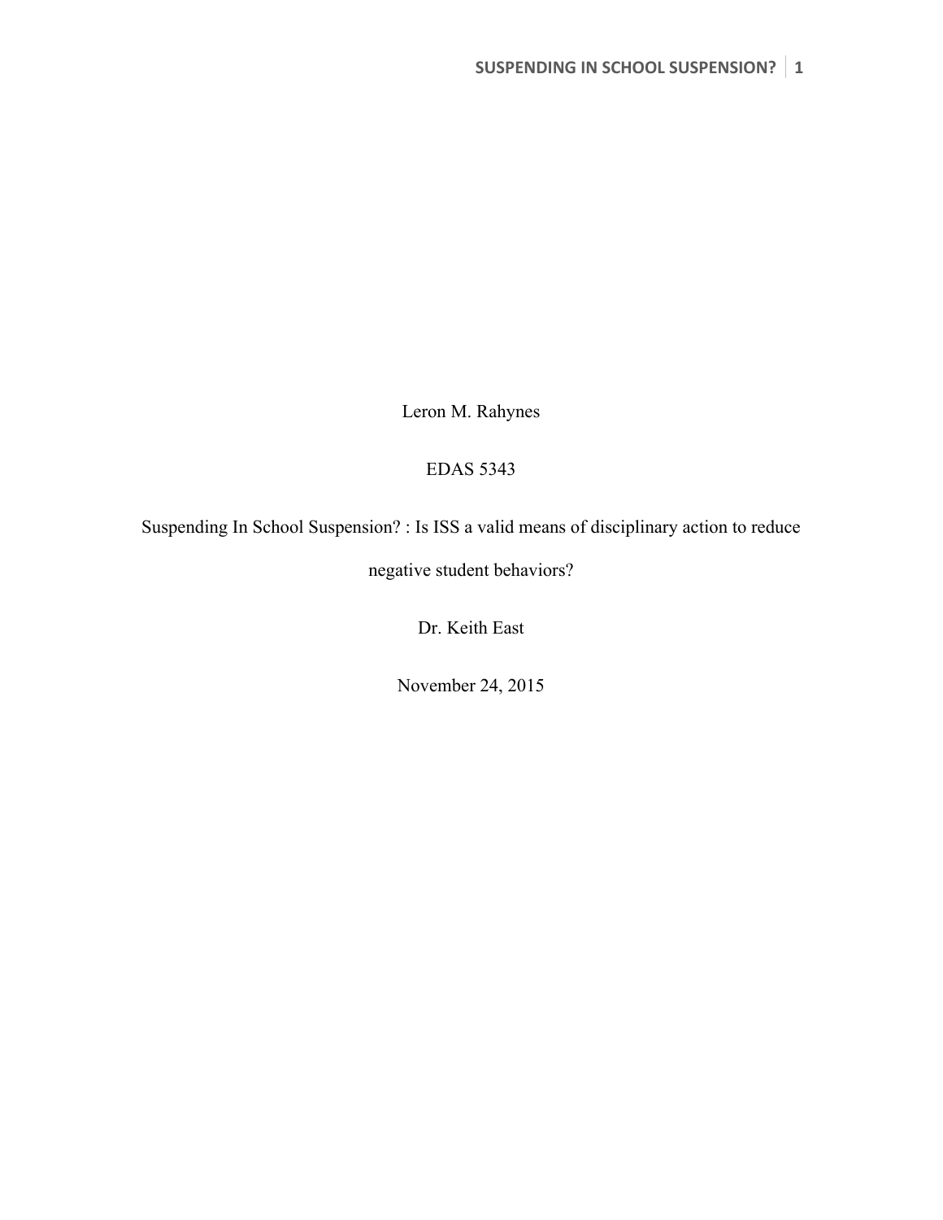Leron M. Rahynes

EDAS 5343

Suspending In School Suspension? : Is ISS a valid means of disciplinary action to reduce negative student behaviors?

Dr. Keith East

November 24, 2015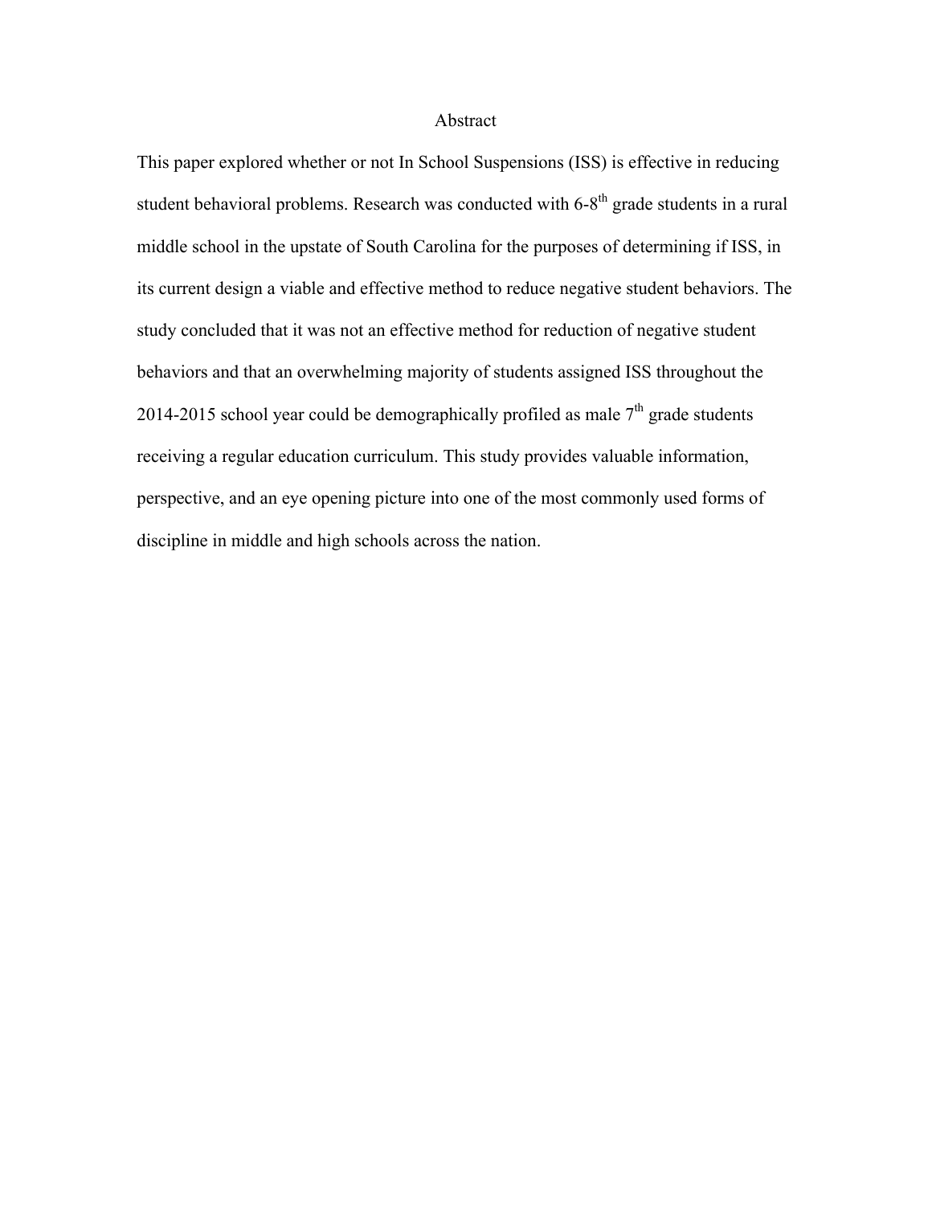# Abstract

This paper explored whether or not In School Suspensions (ISS) is effective in reducing student behavioral problems. Research was conducted with 6-8th grade students in a rural middle school in the upstate of South Carolina for the purposes of determining if ISS, in its current design a viable and effective method to reduce negative student behaviors. The study concluded that it was not an effective method for reduction of negative student behaviors and that an overwhelming majority of students assigned ISS throughout the 2014-2015 school year could be demographically profiled as male 7th grade students receiving a regular education curriculum. This study provides valuable information, perspective, and an eye opening picture into one of the most commonly used forms of discipline in middle and high schools across the nation.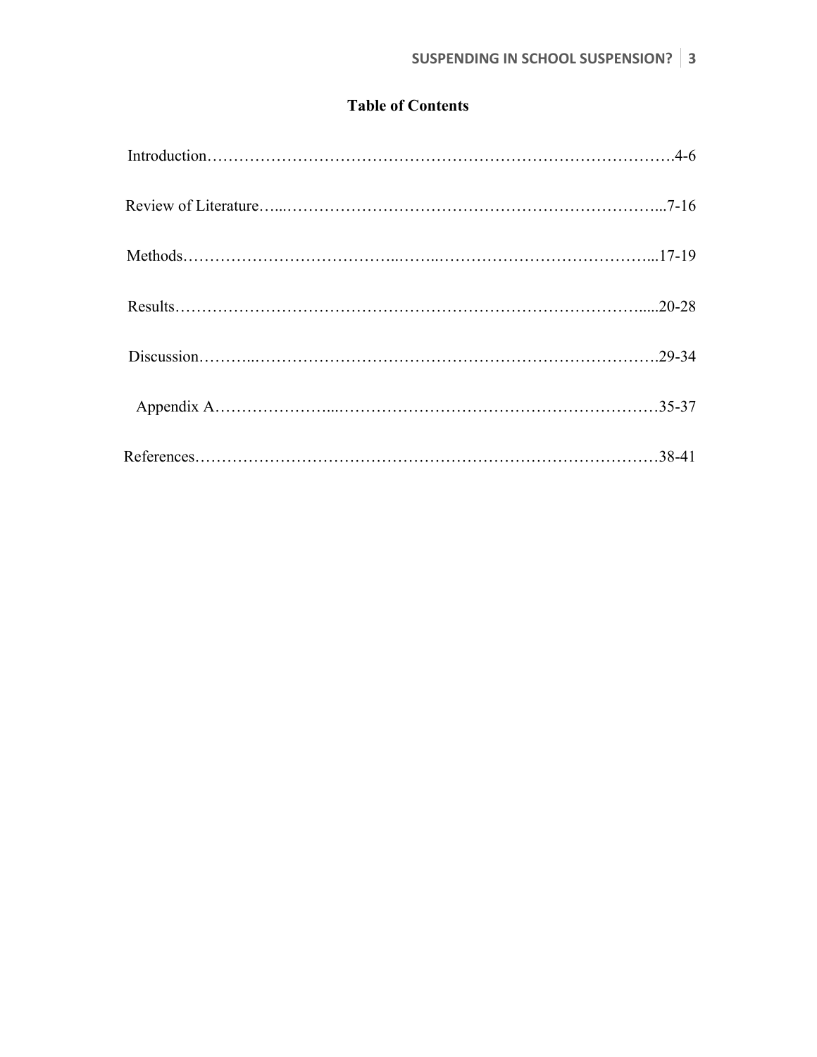# Table of Contents

Introduction……………………………………………………………………………4-6

Review of Literature…...…………………………………………………………...7-16

Methods………………………………..……..…………………………………...17-19

Results……………………………………………………………………….....20-28

Discussion………..……………………………………………………………….29-34

Appendix A…………………...…………………………….…………………….35-37

References…………………………………………………………………………38-41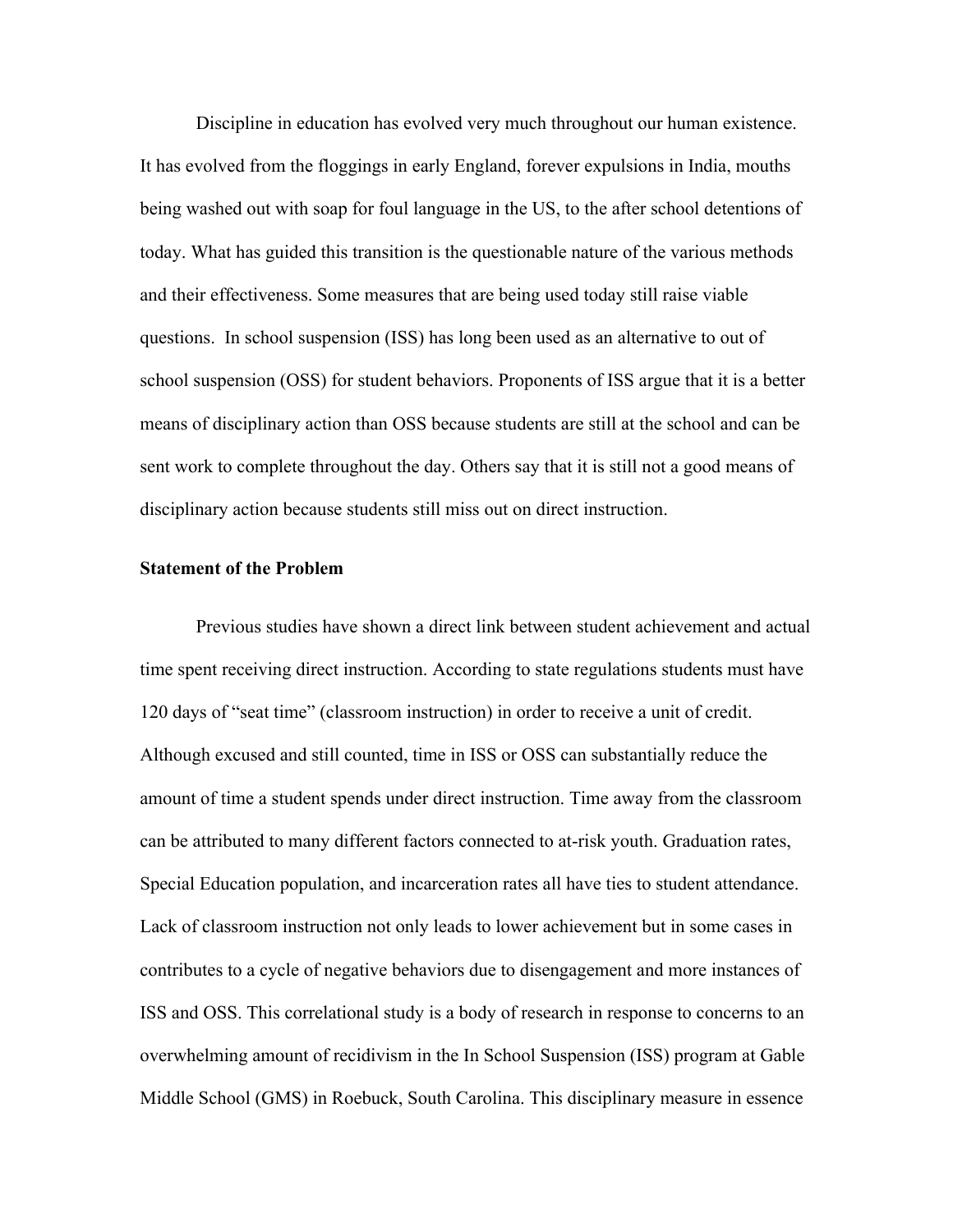Discipline in education has evolved very much throughout our human existence. It has evolved from the floggings in early England, forever expulsions in India, mouths being washed out with soap for foul language in the US, to the after school detentions of today. What has guided this transition is the questionable nature of the various methods and their effectiveness. Some measures that are being used today still raise viable questions. In school suspension (ISS) has long been used as an alternative to out of school suspension (OSS) for student behaviors. Proponents of ISS argue that it is a better means of disciplinary action than OSS because students are still at the school and can be sent work to complete throughout the day. Others say that it is still not a good means of disciplinary action because students still miss out on direct instruction.

**Statement of the Problem**

Previous studies have shown a direct link between student achievement and actual time spent receiving direct instruction. According to state regulations students must have 120 days of "seat time" (classroom instruction) in order to receive a unit of credit. Although excused and still counted, time in ISS or OSS can substantially reduce the amount of time a student spends under direct instruction. Time away from the classroom can be attributed to many different factors connected to at-risk youth. Graduation rates, Special Education population, and incarceration rates all have ties to student attendance. Lack of classroom instruction not only leads to lower achievement but in some cases in contributes to a cycle of negative behaviors due to disengagement and more instances of ISS and OSS. This correlational study is a body of research in response to concerns to an overwhelming amount of recidivism in the In School Suspension (ISS) program at Gable Middle School (GMS) in Roebuck, South Carolina. This disciplinary measure in essence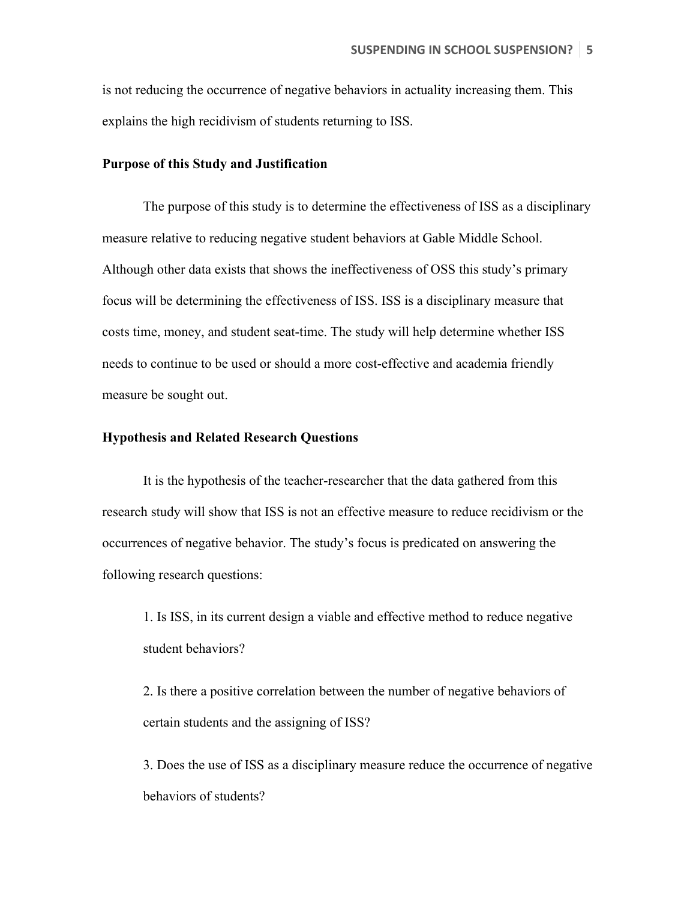is not reducing the occurrence of negative behaviors in actuality increasing them. This explains the high recidivism of students returning to ISS.

**Purpose of this Study and Justification**

The purpose of this study is to determine the effectiveness of ISS as a disciplinary measure relative to reducing negative student behaviors at Gable Middle School. Although other data exists that shows the ineffectiveness of OSS this study's primary focus will be determining the effectiveness of ISS. ISS is a disciplinary measure that costs time, money, and student seat-time. The study will help determine whether ISS needs to continue to be used or should a more cost-effective and academia friendly measure be sought out.

**Hypothesis and Related Research Questions**

It is the hypothesis of the teacher-researcher that the data gathered from this research study will show that ISS is not an effective measure to reduce recidivism or the occurrences of negative behavior. The study's focus is predicated on answering the following research questions:

1. Is ISS, in its current design a viable and effective method to reduce negative student behaviors?

2. Is there a positive correlation between the number of negative behaviors of certain students and the assigning of ISS?

3. Does the use of ISS as a disciplinary measure reduce the occurrence of negative behaviors of students?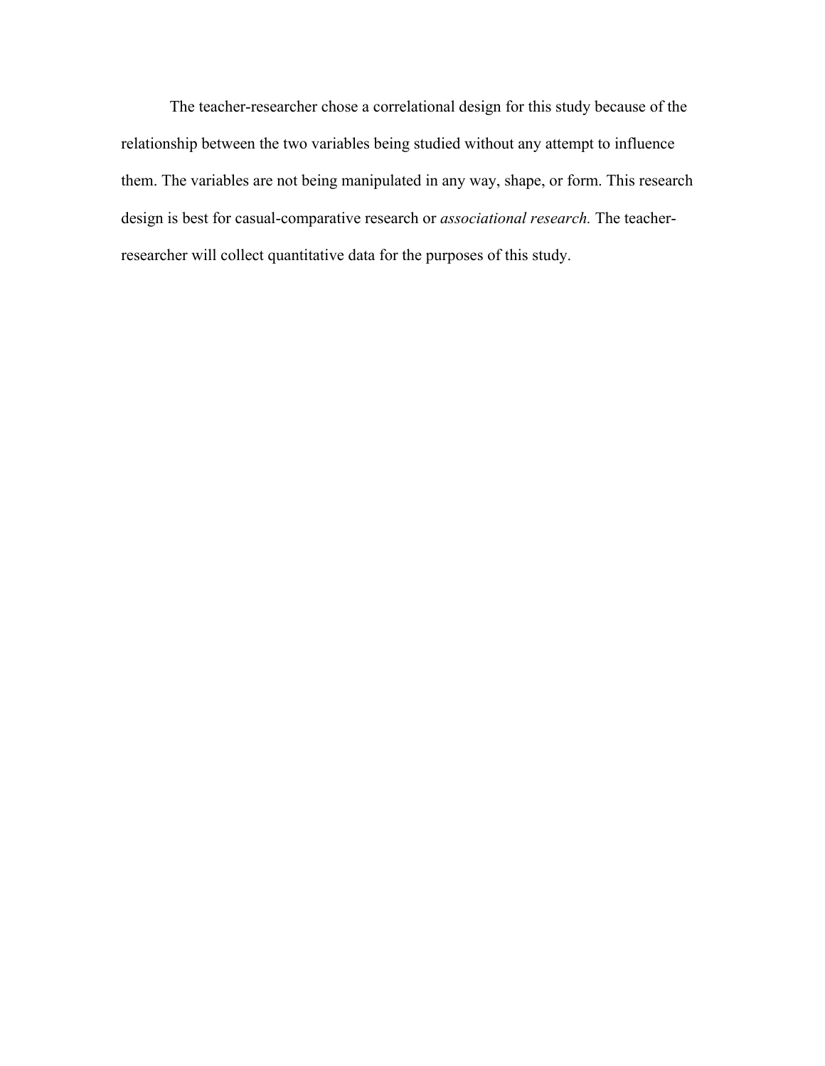The teacher-researcher chose a correlational design for this study because of the relationship between the two variables being studied without any attempt to influence them. The variables are not being manipulated in any way, shape, or form. This research design is best for casual-comparative research or *associational research.* The teacher-researcher will collect quantitative data for the purposes of this study.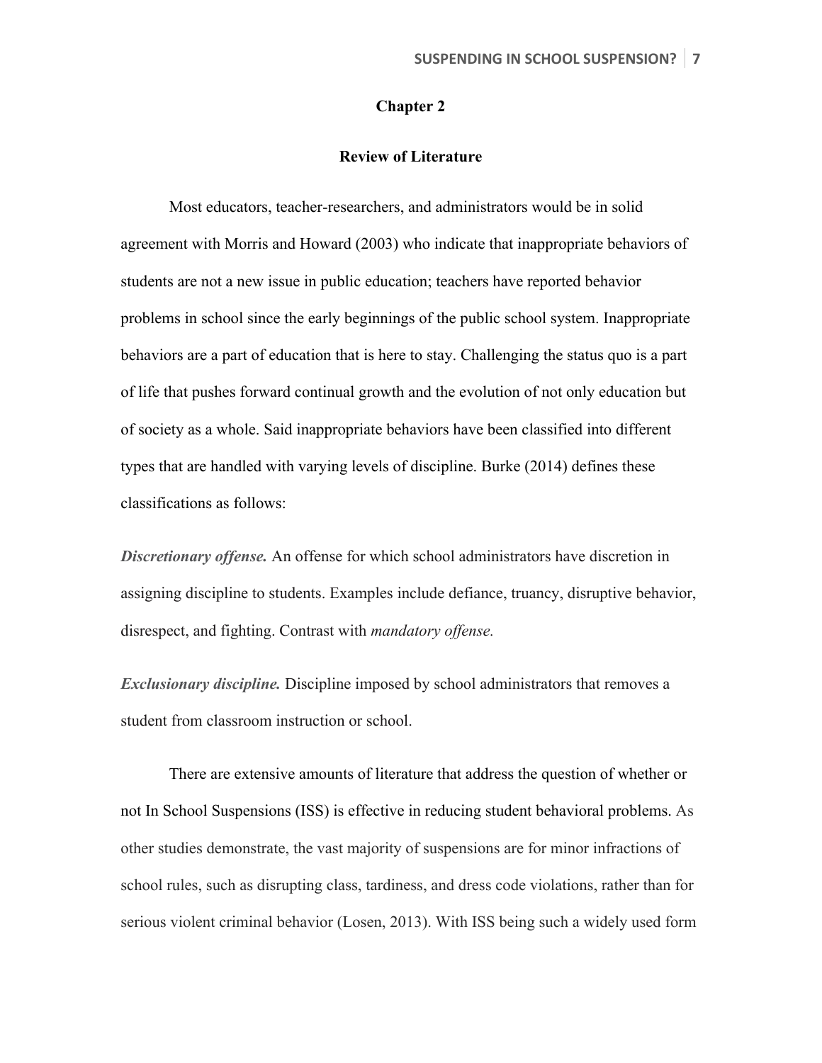# Chapter 2

## Review of Literature

Most educators, teacher-researchers, and administrators would be in solid agreement with Morris and Howard (2003) who indicate that inappropriate behaviors of students are not a new issue in public education; teachers have reported behavior problems in school since the early beginnings of the public school system. Inappropriate behaviors are a part of education that is here to stay. Challenging the status quo is a part of life that pushes forward continual growth and the evolution of not only education but of society as a whole. Said inappropriate behaviors have been classified into different types that are handled with varying levels of discipline. Burke (2014) defines these classifications as follows:

***Discretionary offense.*** An offense for which school administrators have discretion in assigning discipline to students. Examples include defiance, truancy, disruptive behavior, disrespect, and fighting. Contrast with *mandatory offense.*

***Exclusionary discipline.*** Discipline imposed by school administrators that removes a student from classroom instruction or school.

There are extensive amounts of literature that address the question of whether or not In School Suspensions (ISS) is effective in reducing student behavioral problems. As other studies demonstrate, the vast majority of suspensions are for minor infractions of school rules, such as disrupting class, tardiness, and dress code violations, rather than for serious violent criminal behavior (Losen, 2013). With ISS being such a widely used form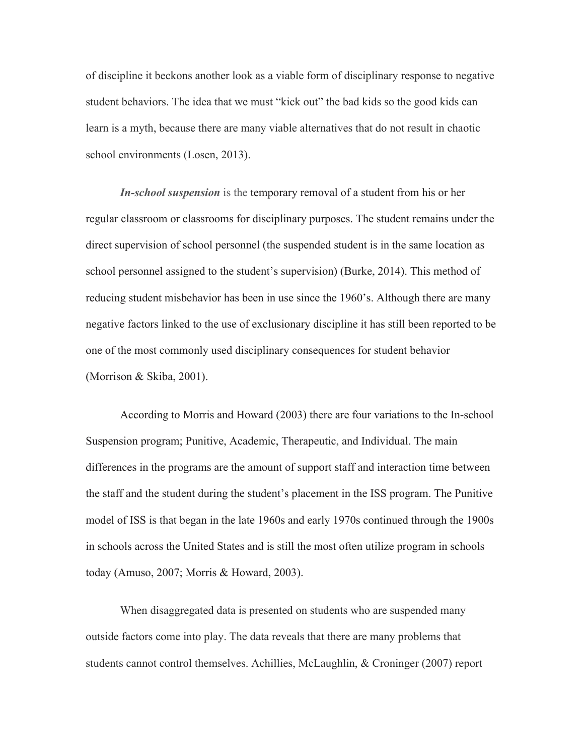of discipline it beckons another look as a viable form of disciplinary response to negative student behaviors. The idea that we must "kick out" the bad kids so the good kids can learn is a myth, because there are many viable alternatives that do not result in chaotic school environments (Losen, 2013).

***In-school suspension*** is the temporary removal of a student from his or her regular classroom or classrooms for disciplinary purposes. The student remains under the direct supervision of school personnel (the suspended student is in the same location as school personnel assigned to the student's supervision) (Burke, 2014). This method of reducing student misbehavior has been in use since the 1960's. Although there are many negative factors linked to the use of exclusionary discipline it has still been reported to be one of the most commonly used disciplinary consequences for student behavior (Morrison & Skiba, 2001).

According to Morris and Howard (2003) there are four variations to the In-school Suspension program; Punitive, Academic, Therapeutic, and Individual. The main differences in the programs are the amount of support staff and interaction time between the staff and the student during the student's placement in the ISS program. The Punitive model of ISS is that began in the late 1960s and early 1970s continued through the 1900s in schools across the United States and is still the most often utilize program in schools today (Amuso, 2007; Morris & Howard, 2003).

When disaggregated data is presented on students who are suspended many outside factors come into play. The data reveals that there are many problems that students cannot control themselves. Achillies, McLaughlin, & Croninger (2007) report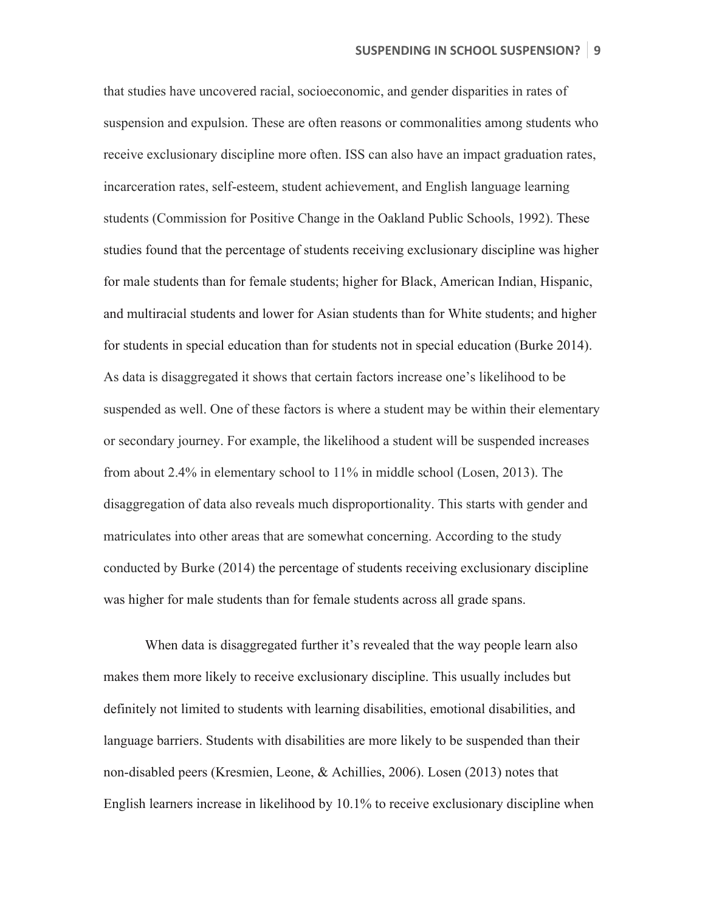that studies have uncovered racial, socioeconomic, and gender disparities in rates of suspension and expulsion. These are often reasons or commonalities among students who receive exclusionary discipline more often. ISS can also have an impact graduation rates, incarceration rates, self-esteem, student achievement, and English language learning students (Commission for Positive Change in the Oakland Public Schools, 1992). These studies found that the percentage of students receiving exclusionary discipline was higher for male students than for female students; higher for Black, American Indian, Hispanic, and multiracial students and lower for Asian students than for White students; and higher for students in special education than for students not in special education (Burke 2014). As data is disaggregated it shows that certain factors increase one's likelihood to be suspended as well. One of these factors is where a student may be within their elementary or secondary journey. For example, the likelihood a student will be suspended increases from about 2.4% in elementary school to 11% in middle school (Losen, 2013). The disaggregation of data also reveals much disproportionality. This starts with gender and matriculates into other areas that are somewhat concerning. According to the study conducted by Burke (2014) the percentage of students receiving exclusionary discipline was higher for male students than for female students across all grade spans.

When data is disaggregated further it's revealed that the way people learn also makes them more likely to receive exclusionary discipline. This usually includes but definitely not limited to students with learning disabilities, emotional disabilities, and language barriers. Students with disabilities are more likely to be suspended than their non-disabled peers (Kresmien, Leone, & Achillies, 2006). Losen (2013) notes that English learners increase in likelihood by 10.1% to receive exclusionary discipline when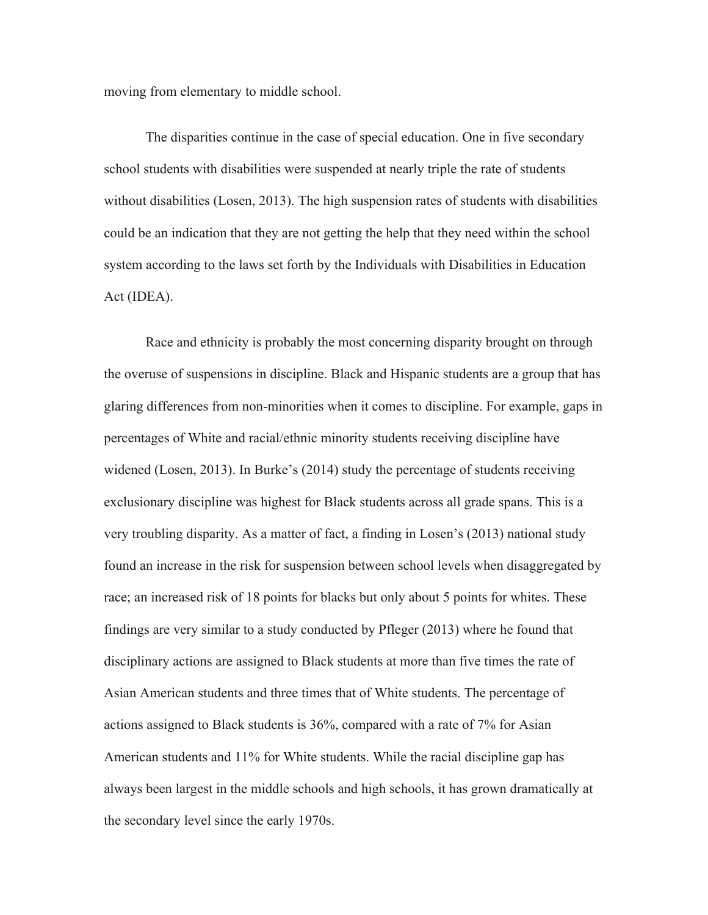moving from elementary to middle school.

The disparities continue in the case of special education. One in five secondary school students with disabilities were suspended at nearly triple the rate of students without disabilities (Losen, 2013). The high suspension rates of students with disabilities could be an indication that they are not getting the help that they need within the school system according to the laws set forth by the Individuals with Disabilities in Education Act (IDEA).

Race and ethnicity is probably the most concerning disparity brought on through the overuse of suspensions in discipline. Black and Hispanic students are a group that has glaring differences from non-minorities when it comes to discipline. For example, gaps in percentages of White and racial/ethnic minority students receiving discipline have widened (Losen, 2013). In Burke's (2014) study the percentage of students receiving exclusionary discipline was highest for Black students across all grade spans. This is a very troubling disparity. As a matter of fact, a finding in Losen's (2013) national study found an increase in the risk for suspension between school levels when disaggregated by race; an increased risk of 18 points for blacks but only about 5 points for whites. These findings are very similar to a study conducted by Pfleger (2013) where he found that disciplinary actions are assigned to Black students at more than five times the rate of Asian American students and three times that of White students. The percentage of actions assigned to Black students is 36%, compared with a rate of 7% for Asian American students and 11% for White students. While the racial discipline gap has always been largest in the middle schools and high schools, it has grown dramatically at the secondary level since the early 1970s.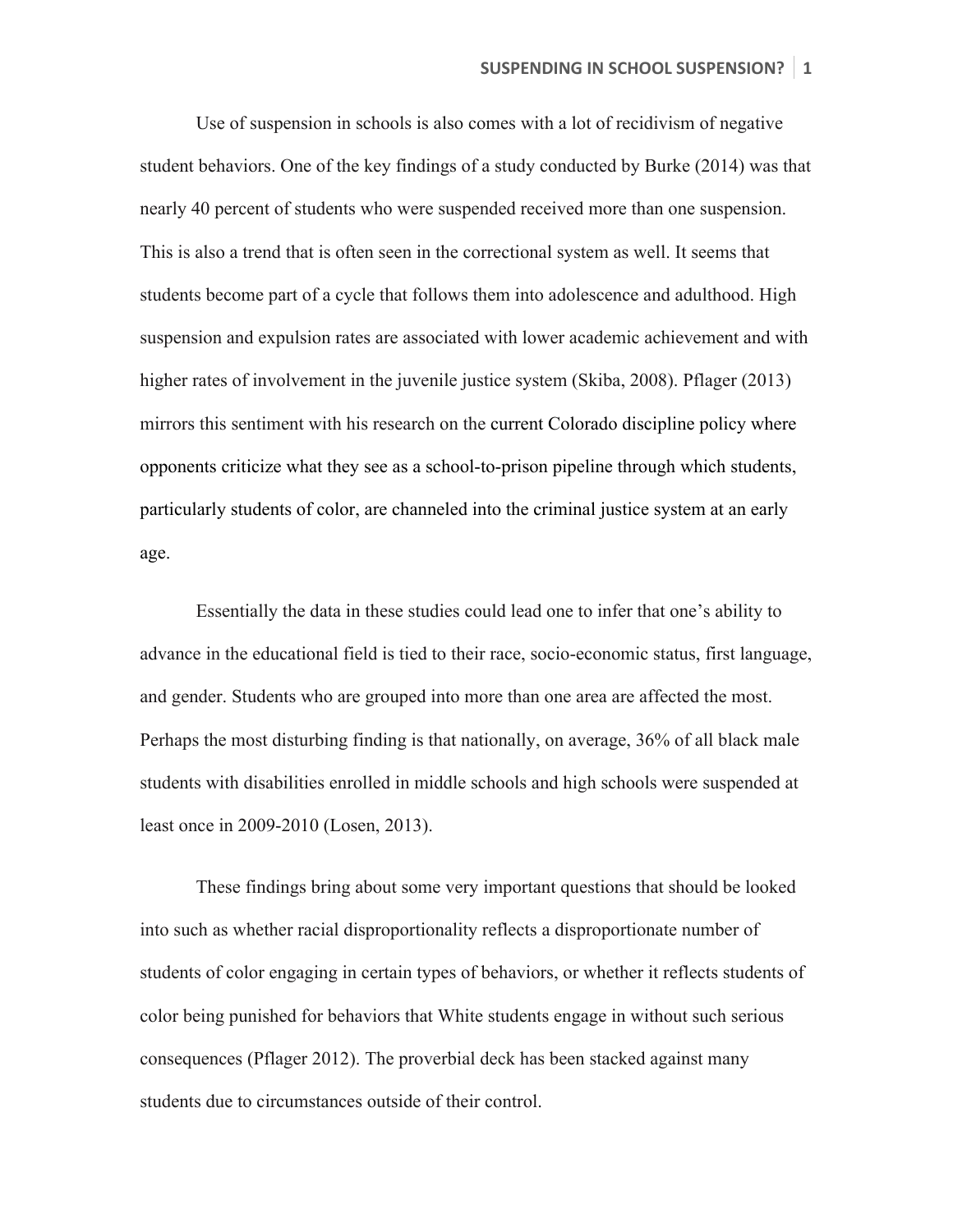Use of suspension in schools is also comes with a lot of recidivism of negative student behaviors. One of the key findings of a study conducted by Burke (2014) was that nearly 40 percent of students who were suspended received more than one suspension. This is also a trend that is often seen in the correctional system as well. It seems that students become part of a cycle that follows them into adolescence and adulthood. High suspension and expulsion rates are associated with lower academic achievement and with higher rates of involvement in the juvenile justice system (Skiba, 2008). Pflager (2013) mirrors this sentiment with his research on the current Colorado discipline policy where opponents criticize what they see as a school-to-prison pipeline through which students, particularly students of color, are channeled into the criminal justice system at an early age.

Essentially the data in these studies could lead one to infer that one's ability to advance in the educational field is tied to their race, socio-economic status, first language, and gender. Students who are grouped into more than one area are affected the most. Perhaps the most disturbing finding is that nationally, on average, 36% of all black male students with disabilities enrolled in middle schools and high schools were suspended at least once in 2009-2010 (Losen, 2013).

These findings bring about some very important questions that should be looked into such as whether racial disproportionality reflects a disproportionate number of students of color engaging in certain types of behaviors, or whether it reflects students of color being punished for behaviors that White students engage in without such serious consequences (Pflager 2012). The proverbial deck has been stacked against many students due to circumstances outside of their control.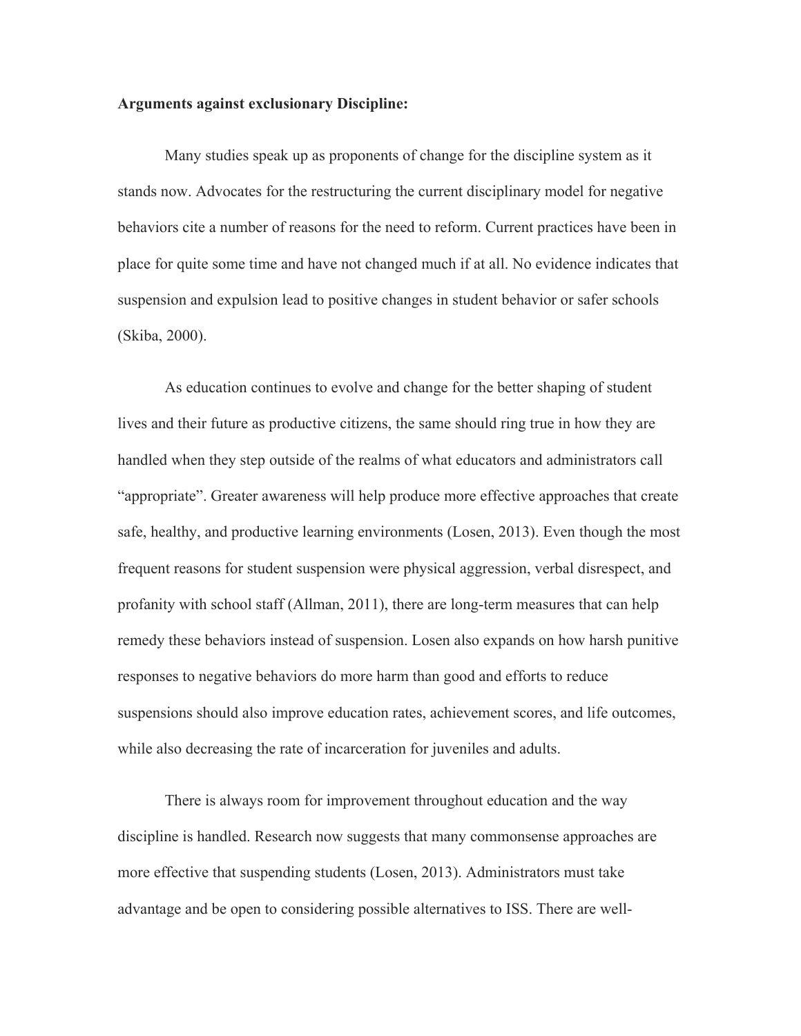**Arguments against exclusionary Discipline:**

Many studies speak up as proponents of change for the discipline system as it stands now. Advocates for the restructuring the current disciplinary model for negative behaviors cite a number of reasons for the need to reform. Current practices have been in place for quite some time and have not changed much if at all. No evidence indicates that suspension and expulsion lead to positive changes in student behavior or safer schools (Skiba, 2000).

As education continues to evolve and change for the better shaping of student lives and their future as productive citizens, the same should ring true in how they are handled when they step outside of the realms of what educators and administrators call "appropriate". Greater awareness will help produce more effective approaches that create safe, healthy, and productive learning environments (Losen, 2013). Even though the most frequent reasons for student suspension were physical aggression, verbal disrespect, and profanity with school staff (Allman, 2011), there are long-term measures that can help remedy these behaviors instead of suspension. Losen also expands on how harsh punitive responses to negative behaviors do more harm than good and efforts to reduce suspensions should also improve education rates, achievement scores, and life outcomes, while also decreasing the rate of incarceration for juveniles and adults.

There is always room for improvement throughout education and the way discipline is handled. Research now suggests that many commonsense approaches are more effective that suspending students (Losen, 2013). Administrators must take advantage and be open to considering possible alternatives to ISS. There are well-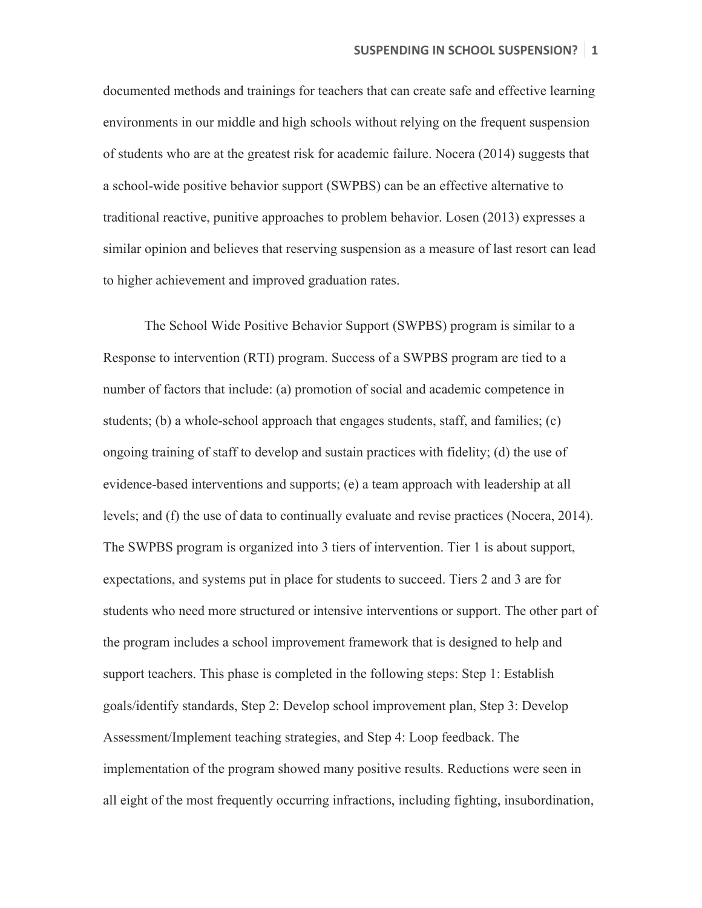documented methods and trainings for teachers that can create safe and effective learning environments in our middle and high schools without relying on the frequent suspension of students who are at the greatest risk for academic failure. Nocera (2014) suggests that a school-wide positive behavior support (SWPBS) can be an effective alternative to traditional reactive, punitive approaches to problem behavior. Losen (2013) expresses a similar opinion and believes that reserving suspension as a measure of last resort can lead to higher achievement and improved graduation rates.

The School Wide Positive Behavior Support (SWPBS) program is similar to a Response to intervention (RTI) program. Success of a SWPBS program are tied to a number of factors that include: (a) promotion of social and academic competence in students; (b) a whole-school approach that engages students, staff, and families; (c) ongoing training of staff to develop and sustain practices with fidelity; (d) the use of evidence-based interventions and supports; (e) a team approach with leadership at all levels; and (f) the use of data to continually evaluate and revise practices (Nocera, 2014). The SWPBS program is organized into 3 tiers of intervention. Tier 1 is about support, expectations, and systems put in place for students to succeed. Tiers 2 and 3 are for students who need more structured or intensive interventions or support. The other part of the program includes a school improvement framework that is designed to help and support teachers. This phase is completed in the following steps: Step 1: Establish goals/identify standards, Step 2: Develop school improvement plan, Step 3: Develop Assessment/Implement teaching strategies, and Step 4: Loop feedback. The implementation of the program showed many positive results. Reductions were seen in all eight of the most frequently occurring infractions, including fighting, insubordination,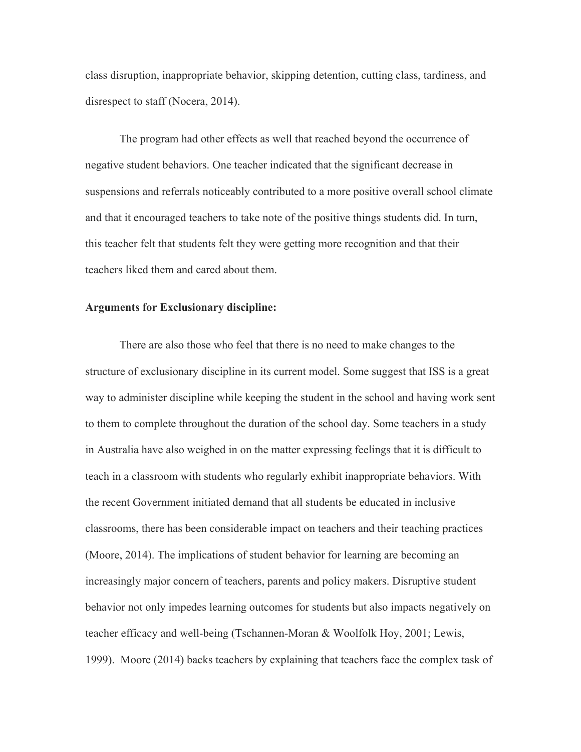class disruption, inappropriate behavior, skipping detention, cutting class, tardiness, and disrespect to staff (Nocera, 2014).

The program had other effects as well that reached beyond the occurrence of negative student behaviors. One teacher indicated that the significant decrease in suspensions and referrals noticeably contributed to a more positive overall school climate and that it encouraged teachers to take note of the positive things students did. In turn, this teacher felt that students felt they were getting more recognition and that their teachers liked them and cared about them.

**Arguments for Exclusionary discipline:**

There are also those who feel that there is no need to make changes to the structure of exclusionary discipline in its current model. Some suggest that ISS is a great way to administer discipline while keeping the student in the school and having work sent to them to complete throughout the duration of the school day. Some teachers in a study in Australia have also weighed in on the matter expressing feelings that it is difficult to teach in a classroom with students who regularly exhibit inappropriate behaviors. With the recent Government initiated demand that all students be educated in inclusive classrooms, there has been considerable impact on teachers and their teaching practices (Moore, 2014). The implications of student behavior for learning are becoming an increasingly major concern of teachers, parents and policy makers. Disruptive student behavior not only impedes learning outcomes for students but also impacts negatively on teacher efficacy and well-being (Tschannen-Moran & Woolfolk Hoy, 2001; Lewis, 1999). Moore (2014) backs teachers by explaining that teachers face the complex task of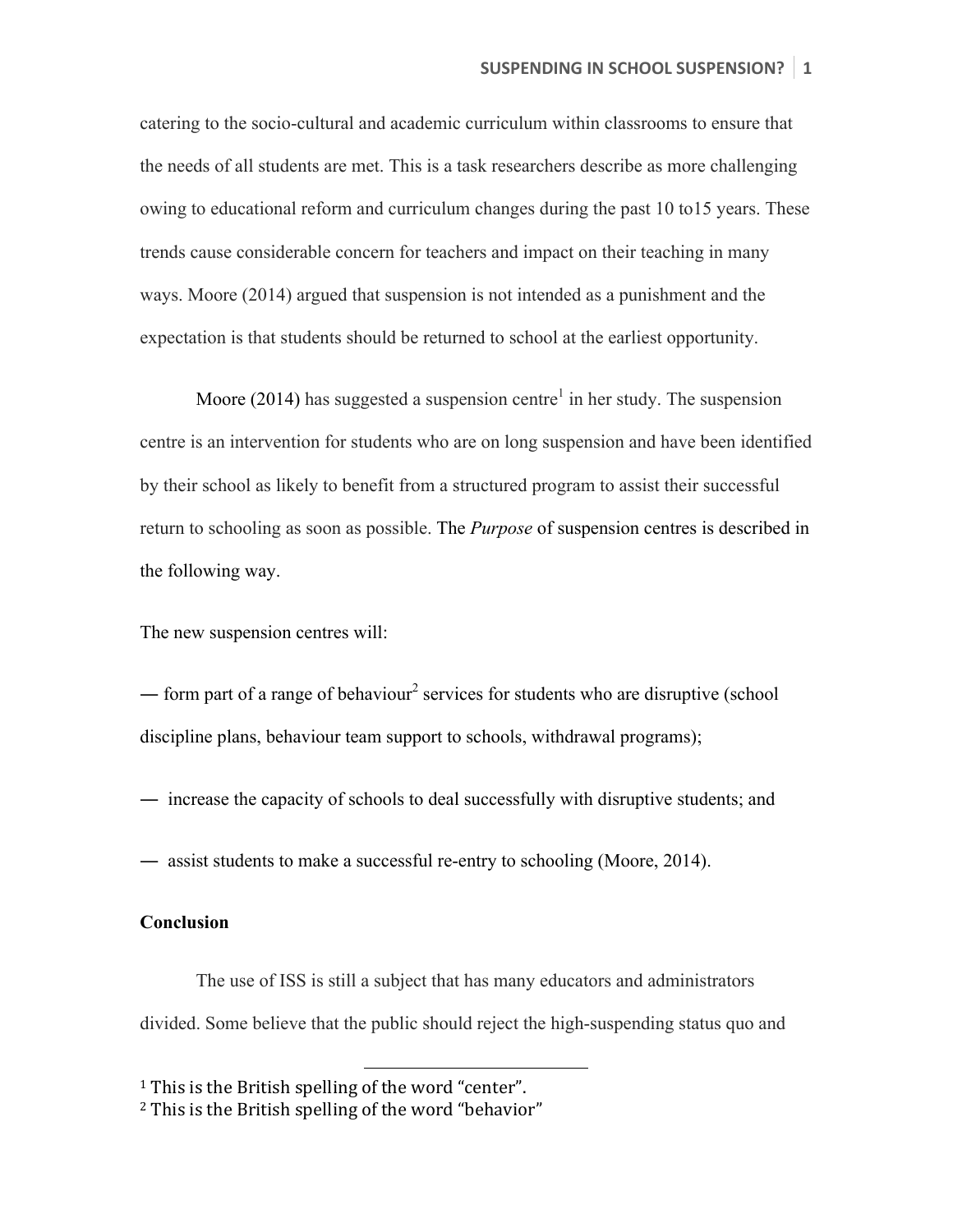catering to the socio-cultural and academic curriculum within classrooms to ensure that the needs of all students are met. This is a task researchers describe as more challenging owing to educational reform and curriculum changes during the past 10 to15 years. These trends cause considerable concern for teachers and impact on their teaching in many ways. Moore (2014) argued that suspension is not intended as a punishment and the expectation is that students should be returned to school at the earliest opportunity.

Moore (2014) has suggested a suspension centre[1] in her study. The suspension centre is an intervention for students who are on long suspension and have been identified by their school as likely to benefit from a structured program to assist their successful return to schooling as soon as possible. The *Purpose* of suspension centres is described in the following way.

The new suspension centres will:

— form part of a range of behaviour[2] services for students who are disruptive (school discipline plans, behaviour team support to schools, withdrawal programs);

— increase the capacity of schools to deal successfully with disruptive students; and

— assist students to make a successful re-entry to schooling (Moore, 2014).

**Conclusion**

The use of ISS is still a subject that has many educators and administrators divided. Some believe that the public should reject the high-suspending status quo and

[1] This is the British spelling of the word "center".

[2] This is the British spelling of the word "behavior"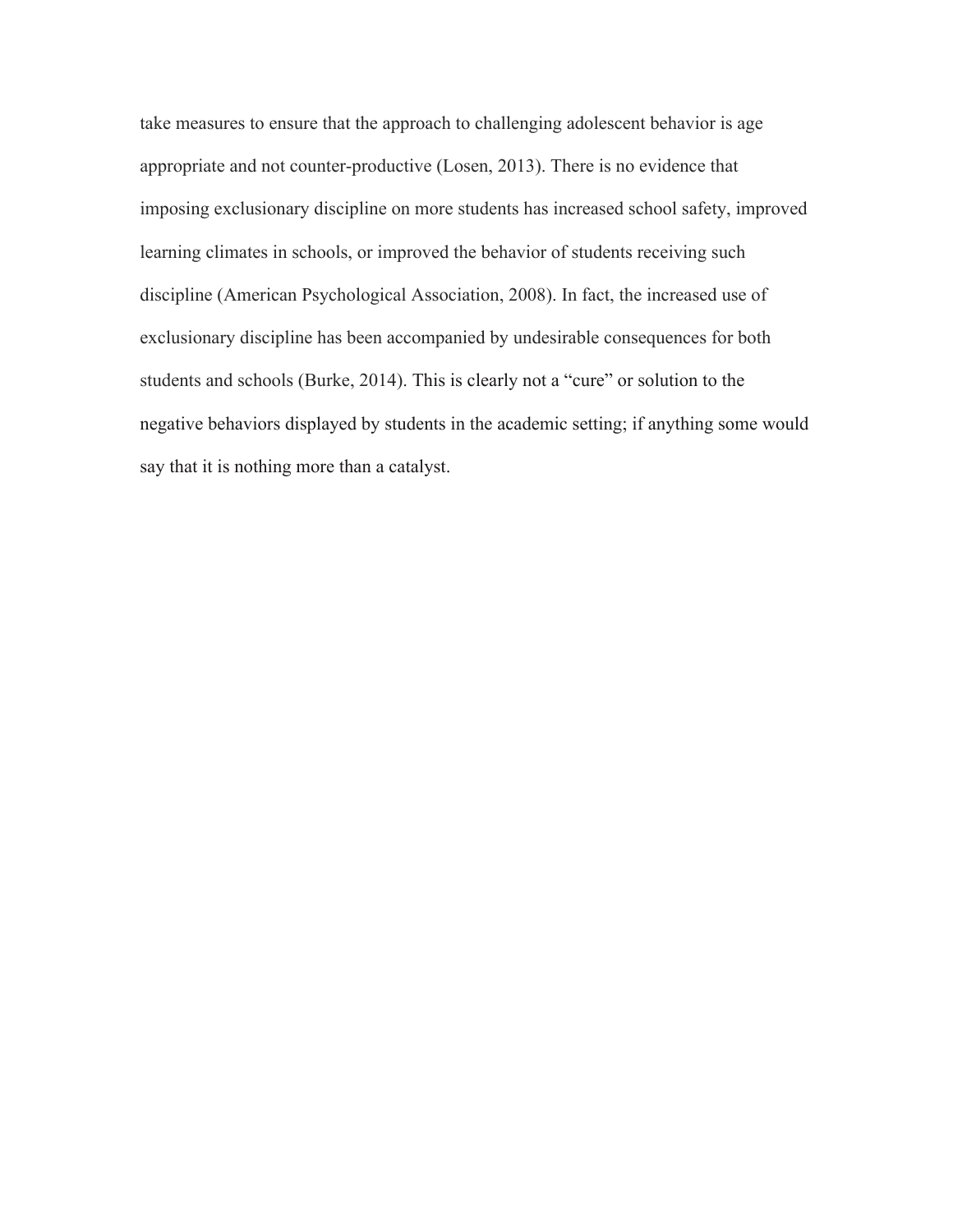take measures to ensure that the approach to challenging adolescent behavior is age appropriate and not counter-productive (Losen, 2013). There is no evidence that imposing exclusionary discipline on more students has increased school safety, improved learning climates in schools, or improved the behavior of students receiving such discipline (American Psychological Association, 2008). In fact, the increased use of exclusionary discipline has been accompanied by undesirable consequences for both students and schools (Burke, 2014). This is clearly not a "cure" or solution to the negative behaviors displayed by students in the academic setting; if anything some would say that it is nothing more than a catalyst.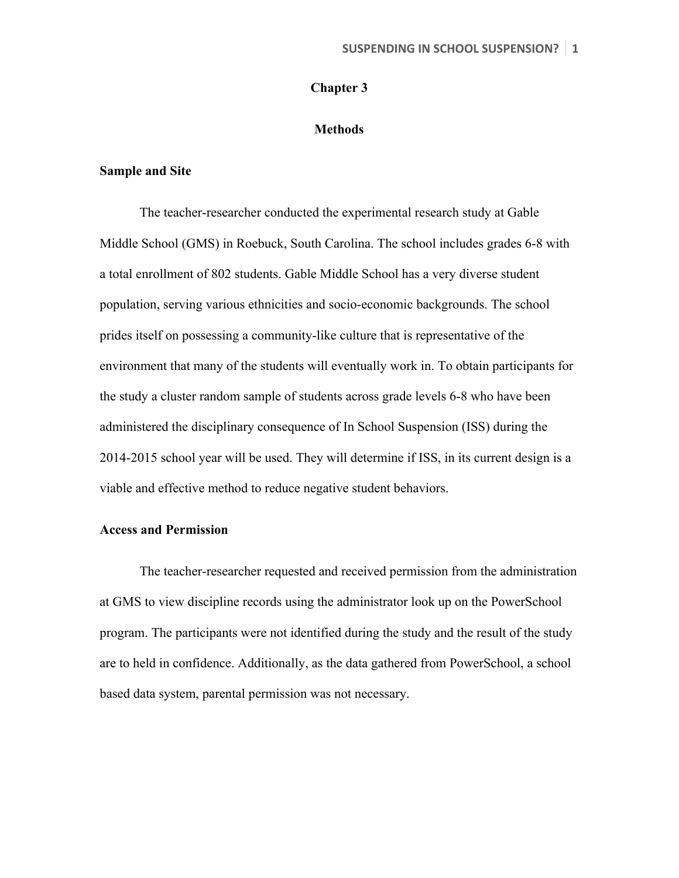# Chapter 3

# Methods

## Sample and Site

The teacher-researcher conducted the experimental research study at Gable Middle School (GMS) in Roebuck, South Carolina. The school includes grades 6-8 with a total enrollment of 802 students. Gable Middle School has a very diverse student population, serving various ethnicities and socio-economic backgrounds. The school prides itself on possessing a community-like culture that is representative of the environment that many of the students will eventually work in. To obtain participants for the study a cluster random sample of students across grade levels 6-8 who have been administered the disciplinary consequence of In School Suspension (ISS) during the 2014-2015 school year will be used. They will determine if ISS, in its current design is a viable and effective method to reduce negative student behaviors.

## Access and Permission

The teacher-researcher requested and received permission from the administration at GMS to view discipline records using the administrator look up on the PowerSchool program. The participants were not identified during the study and the result of the study are to held in confidence. Additionally, as the data gathered from PowerSchool, a school based data system, parental permission was not necessary.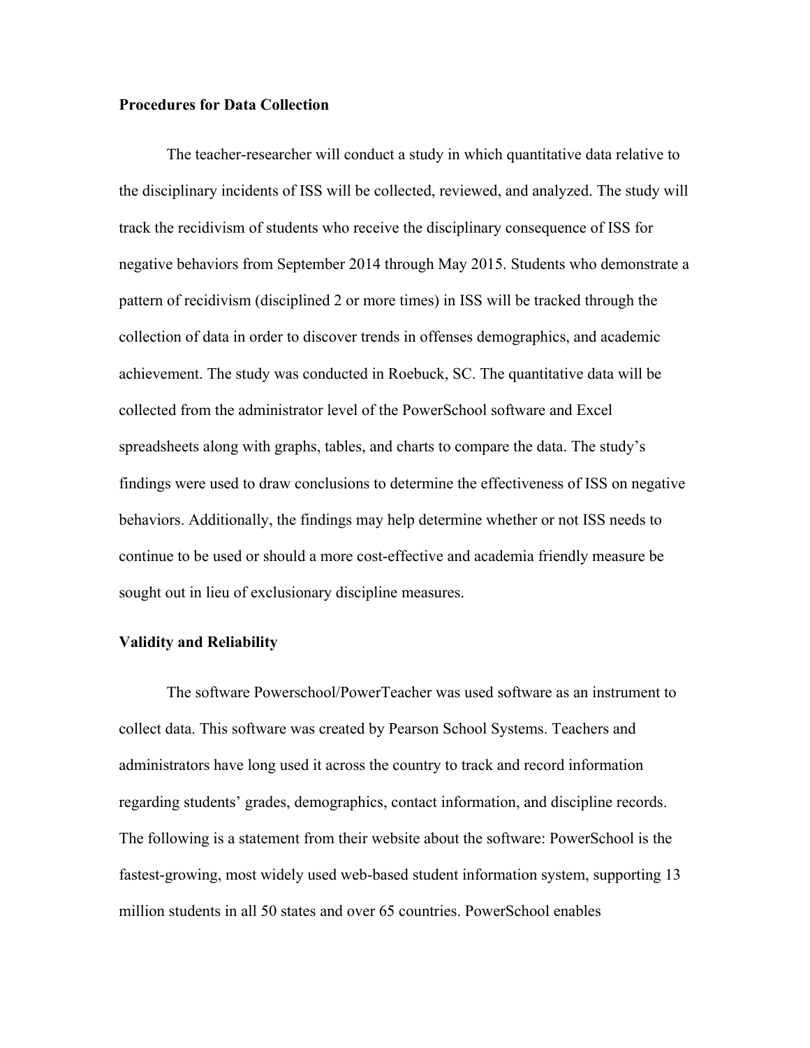**Procedures for Data Collection**

The teacher-researcher will conduct a study in which quantitative data relative to the disciplinary incidents of ISS will be collected, reviewed, and analyzed. The study will track the recidivism of students who receive the disciplinary consequence of ISS for negative behaviors from September 2014 through May 2015. Students who demonstrate a pattern of recidivism (disciplined 2 or more times) in ISS will be tracked through the collection of data in order to discover trends in offenses demographics, and academic achievement. The study was conducted in Roebuck, SC. The quantitative data will be collected from the administrator level of the PowerSchool software and Excel spreadsheets along with graphs, tables, and charts to compare the data. The study's findings were used to draw conclusions to determine the effectiveness of ISS on negative behaviors. Additionally, the findings may help determine whether or not ISS needs to continue to be used or should a more cost-effective and academia friendly measure be sought out in lieu of exclusionary discipline measures.

**Validity and Reliability**

The software Powerschool/PowerTeacher was used software as an instrument to collect data. This software was created by Pearson School Systems. Teachers and administrators have long used it across the country to track and record information regarding students' grades, demographics, contact information, and discipline records. The following is a statement from their website about the software: PowerSchool is the fastest-growing, most widely used web-based student information system, supporting 13 million students in all 50 states and over 65 countries. PowerSchool enables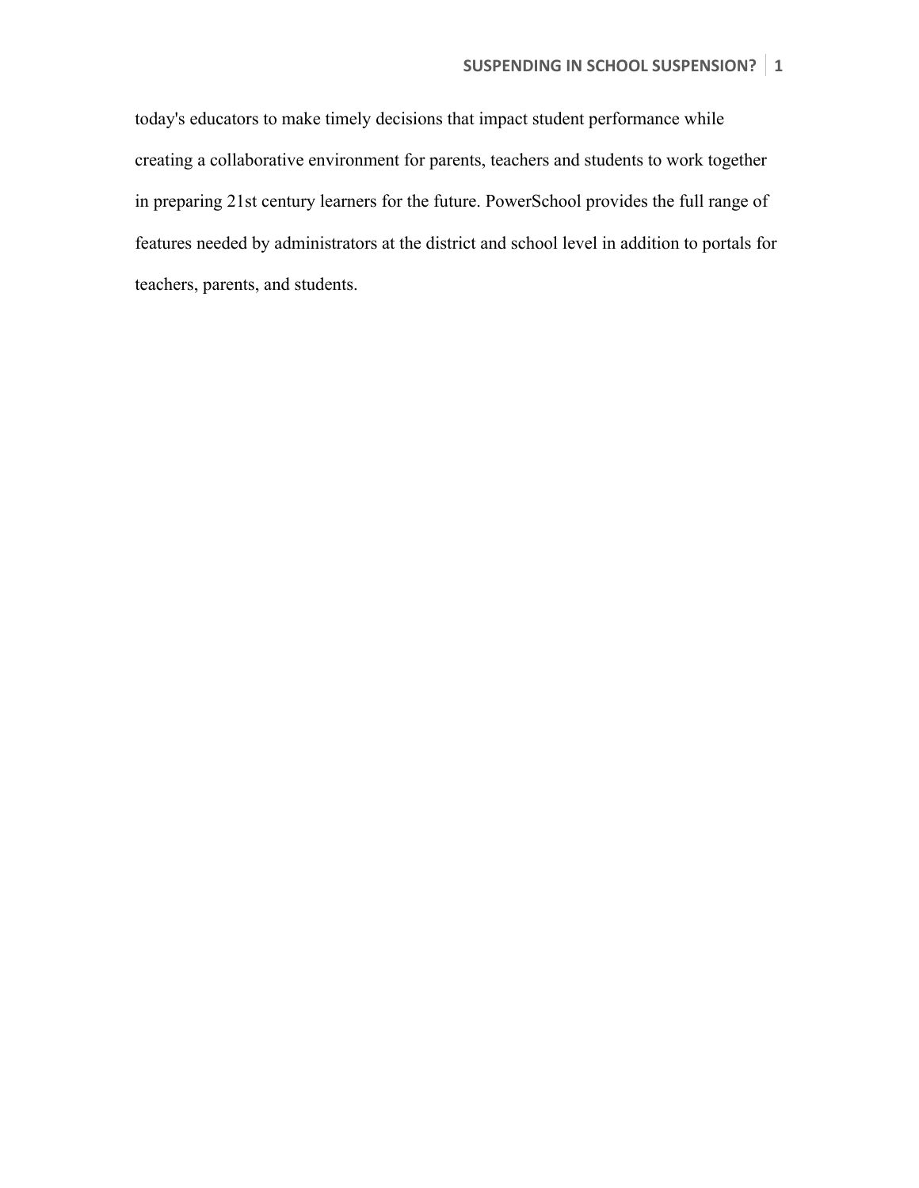today's educators to make timely decisions that impact student performance while creating a collaborative environment for parents, teachers and students to work together in preparing 21st century learners for the future. PowerSchool provides the full range of features needed by administrators at the district and school level in addition to portals for teachers, parents, and students.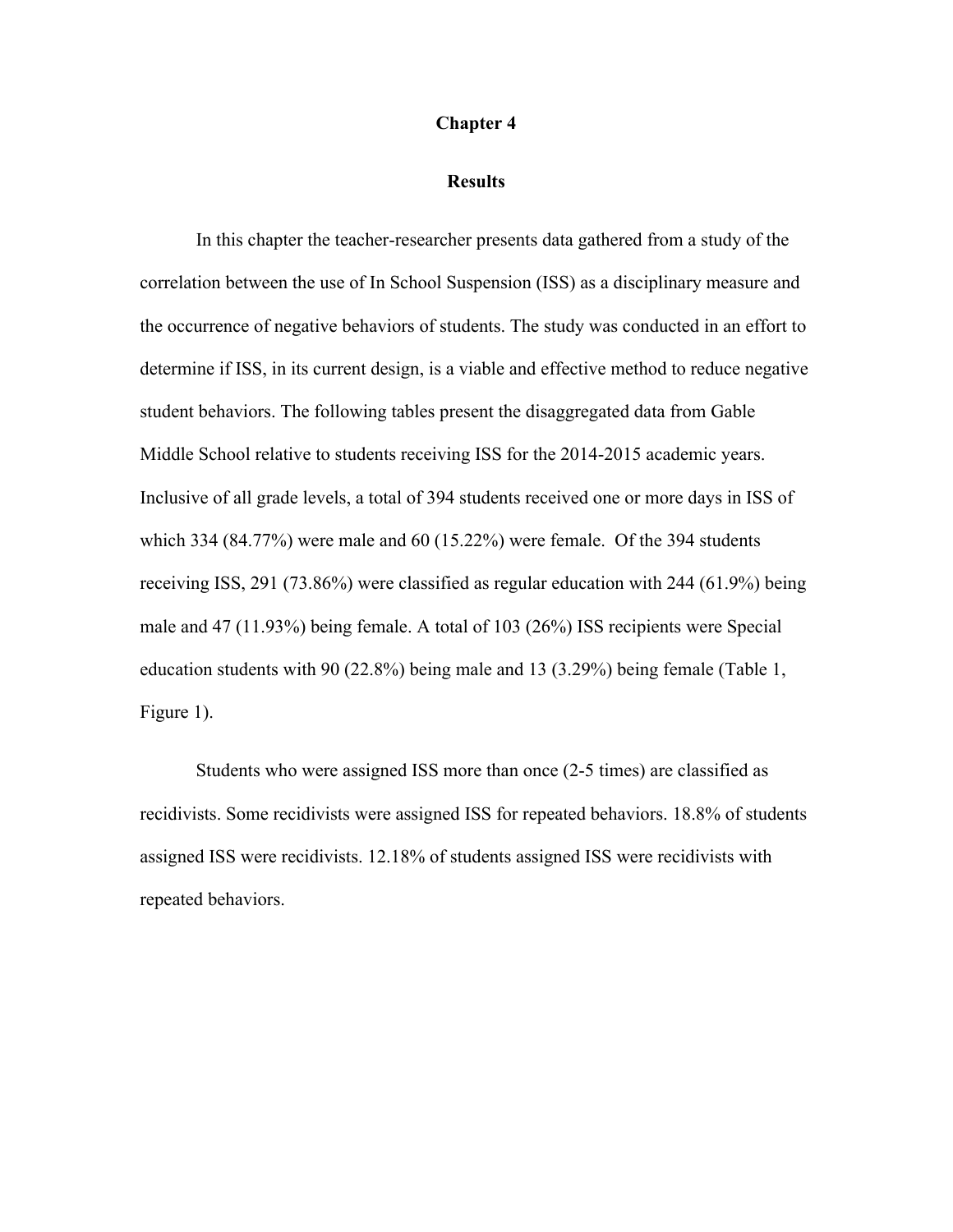# Chapter 4

## Results

In this chapter the teacher-researcher presents data gathered from a study of the correlation between the use of In School Suspension (ISS) as a disciplinary measure and the occurrence of negative behaviors of students. The study was conducted in an effort to determine if ISS, in its current design, is a viable and effective method to reduce negative student behaviors. The following tables present the disaggregated data from Gable Middle School relative to students receiving ISS for the 2014-2015 academic years. Inclusive of all grade levels, a total of 394 students received one or more days in ISS of which 334 (84.77%) were male and 60 (15.22%) were female. Of the 394 students receiving ISS, 291 (73.86%) were classified as regular education with 244 (61.9%) being male and 47 (11.93%) being female. A total of 103 (26%) ISS recipients were Special education students with 90 (22.8%) being male and 13 (3.29%) being female (Table 1, Figure 1).

Students who were assigned ISS more than once (2-5 times) are classified as recidivists. Some recidivists were assigned ISS for repeated behaviors. 18.8% of students assigned ISS were recidivists. 12.18% of students assigned ISS were recidivists with repeated behaviors.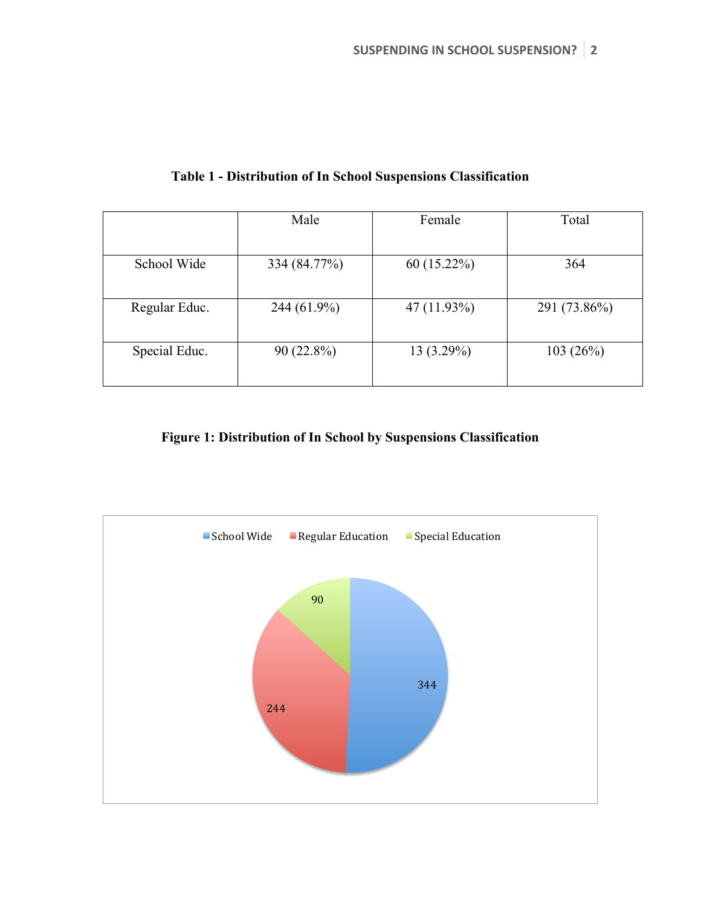**Table 1 - Distribution of In School Suspensions Classification**

| | Male | Female | Total |
|---|---|---|---|
| School Wide | 334 (84.77%) | 60 (15.22%) | 364 |
| Regular Educ. | 244 (61.9%) | 47 (11.93%) | 291 (73.86%) |
| Special Educ. | 90 (22.8%) | 13 (3.29%) | 103 (26%) |

**Figure 1: Distribution of In School by Suspensions Classification**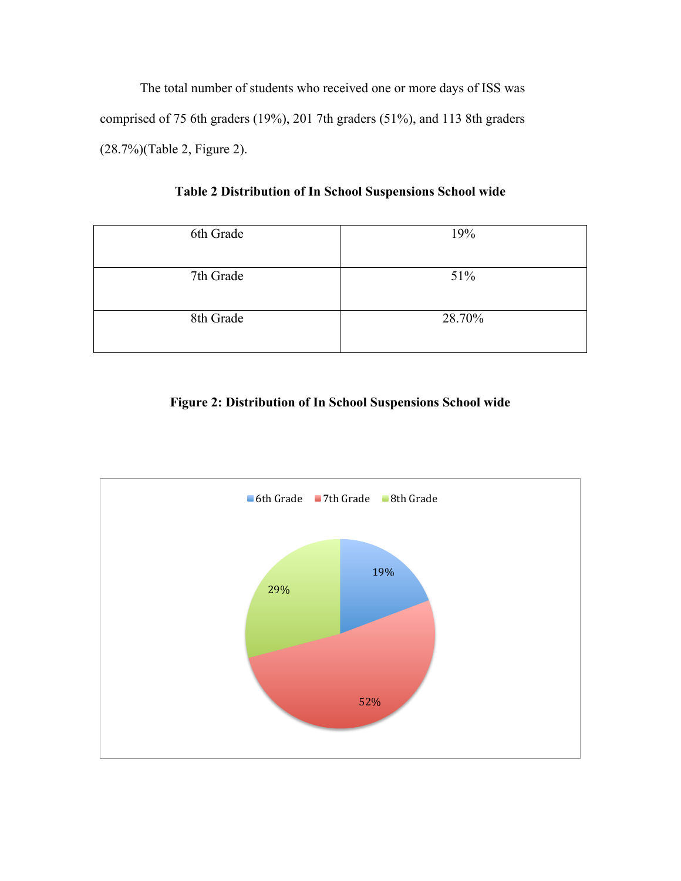The total number of students who received one or more days of ISS was comprised of 75 6th graders (19%), 201 7th graders (51%), and 113 8th graders (28.7%)(Table 2, Figure 2).

**Table 2 Distribution of In School Suspensions School wide**

| | |
|---|---|
| 6th Grade | 19% |
| 7th Grade | 51% |
| 8th Grade | 28.70% |

**Figure 2: Distribution of In School Suspensions School wide**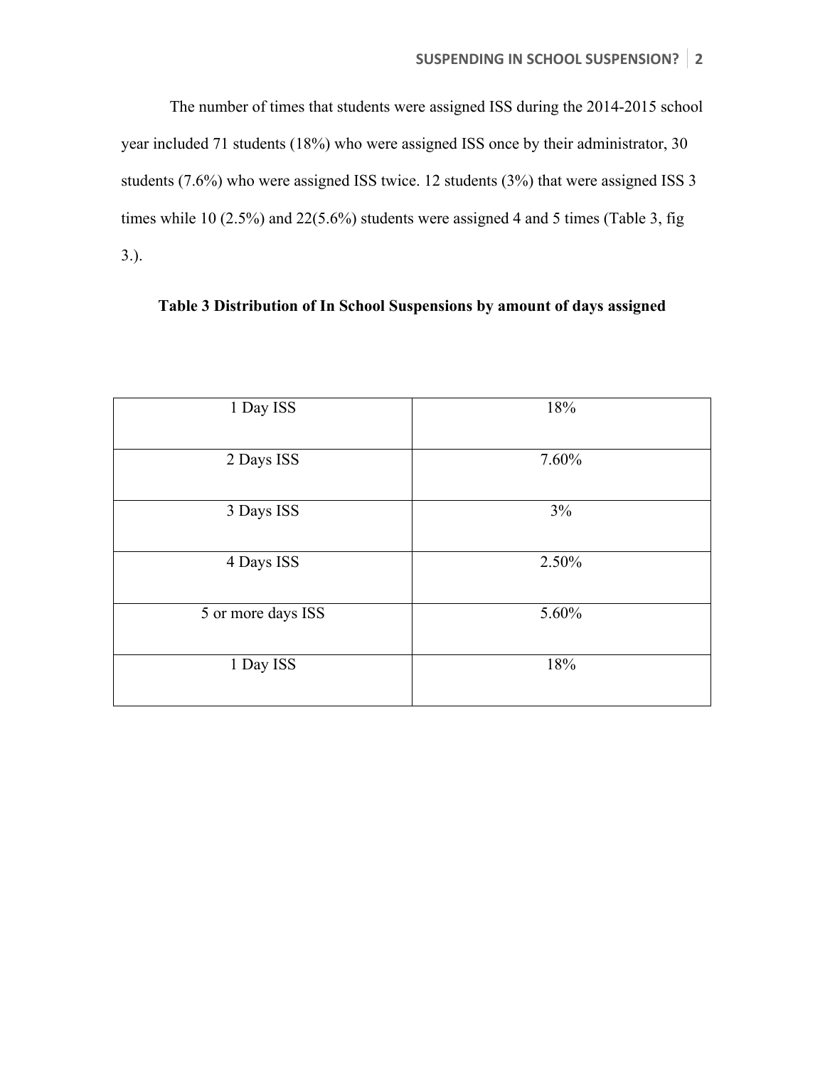The number of times that students were assigned ISS during the 2014-2015 school year included 71 students (18%) who were assigned ISS once by their administrator, 30 students (7.6%) who were assigned ISS twice. 12 students (3%) that were assigned ISS 3 times while 10 (2.5%) and 22(5.6%) students were assigned 4 and 5 times (Table 3, fig 3.).

**Table 3 Distribution of In School Suspensions by amount of days assigned**

| 1 Day ISS | 18% |
|---|---|
| 2 Days ISS | 7.60% |
| 3 Days ISS | 3% |
| 4 Days ISS | 2.50% |
| 5 or more days ISS | 5.60% |
| 1 Day ISS | 18% |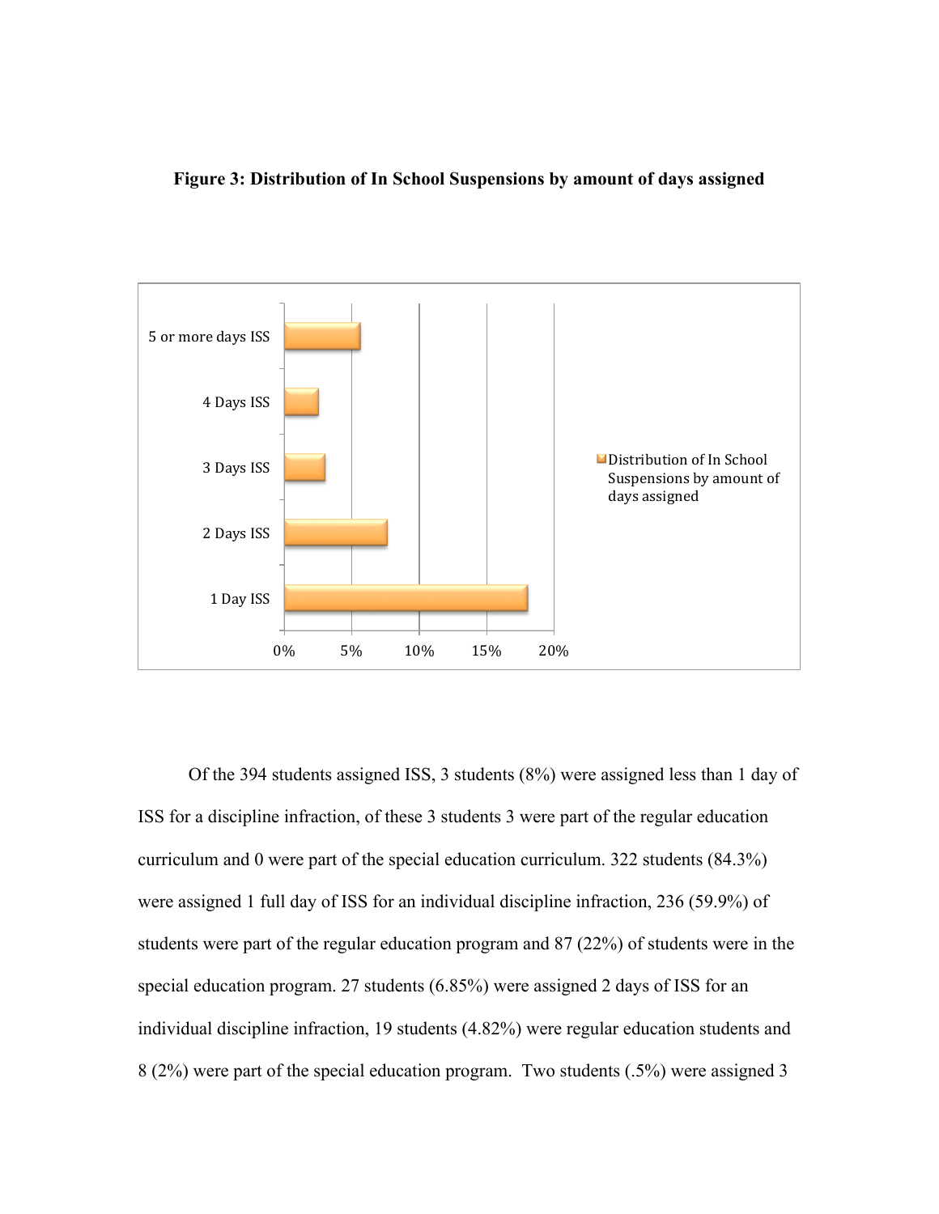**Figure 3: Distribution of In School Suspensions by amount of days assigned**

Of the 394 students assigned ISS, 3 students (8%) were assigned less than 1 day of ISS for a discipline infraction, of these 3 students 3 were part of the regular education curriculum and 0 were part of the special education curriculum. 322 students (84.3%) were assigned 1 full day of ISS for an individual discipline infraction, 236 (59.9%) of students were part of the regular education program and 87 (22%) of students were in the special education program. 27 students (6.85%) were assigned 2 days of ISS for an individual discipline infraction, 19 students (4.82%) were regular education students and 8 (2%) were part of the special education program. Two students (.5%) were assigned 3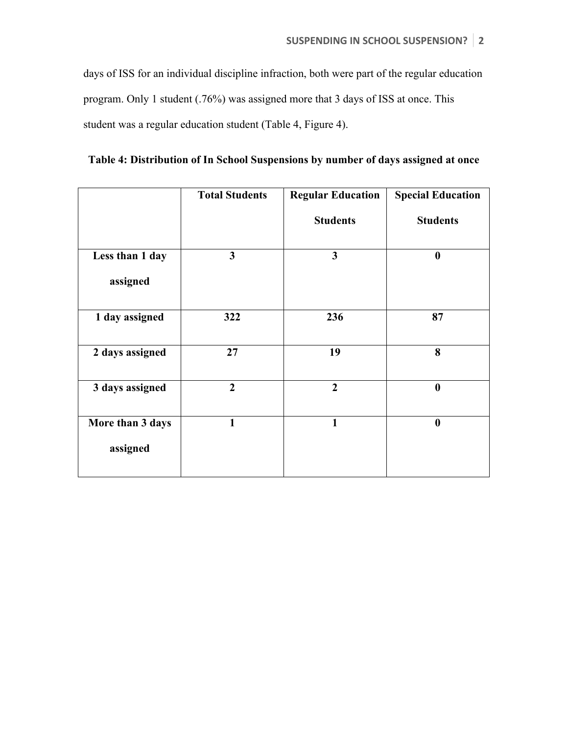days of ISS for an individual discipline infraction, both were part of the regular education program. Only 1 student (.76%) was assigned more that 3 days of ISS at once. This student was a regular education student (Table 4, Figure 4).

**Table 4: Distribution of In School Suspensions by number of days assigned at once**

| | Total Students | Regular Education Students | Special Education Students |
|---|---|---|---|
| Less than 1 day assigned | 3 | 3 | 0 |
| 1 day assigned | 322 | 236 | 87 |
| 2 days assigned | 27 | 19 | 8 |
| 3 days assigned | 2 | 2 | 0 |
| More than 3 days assigned | 1 | 1 | 0 |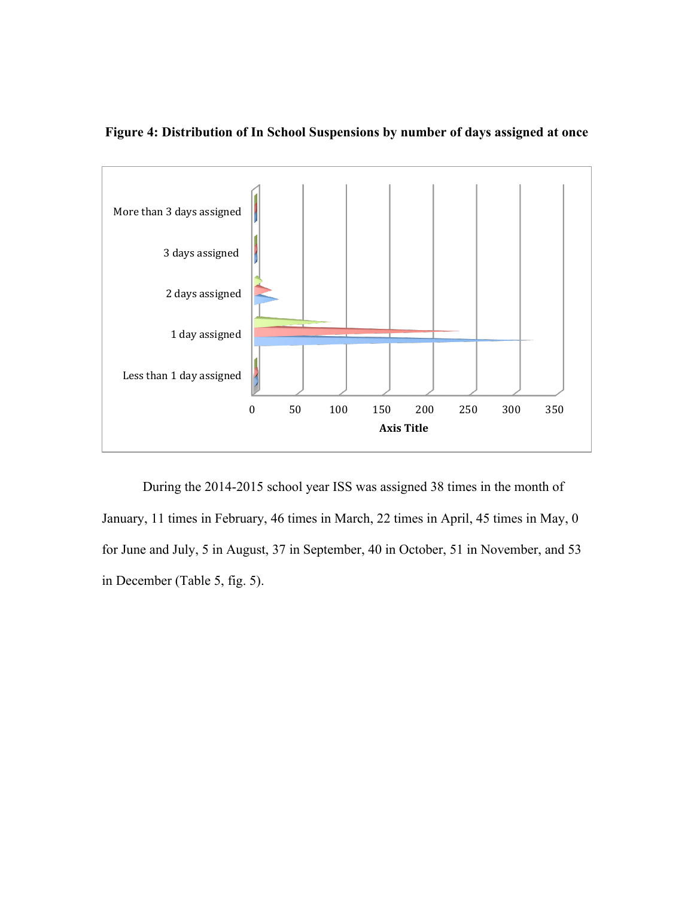**Figure 4: Distribution of In School Suspensions by number of days assigned at once**

During the 2014-2015 school year ISS was assigned 38 times in the month of January, 11 times in February, 46 times in March, 22 times in April, 45 times in May, 0 for June and July, 5 in August, 37 in September, 40 in October, 51 in November, and 53 in December (Table 5, fig. 5).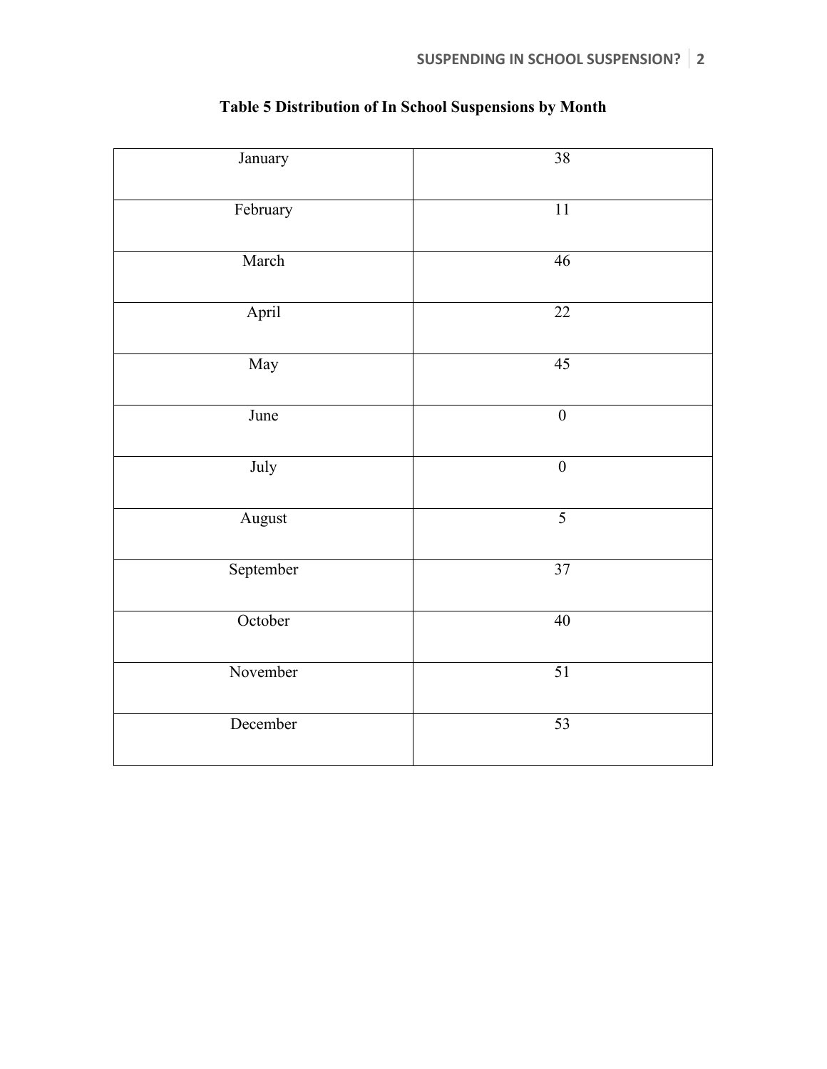**Table 5 Distribution of In School Suspensions by Month**

| | |
|---|---|
| January | 38 |
| February | 11 |
| March | 46 |
| April | 22 |
| May | 45 |
| June | 0 |
| July | 0 |
| August | 5 |
| September | 37 |
| October | 40 |
| November | 51 |
| December | 53 |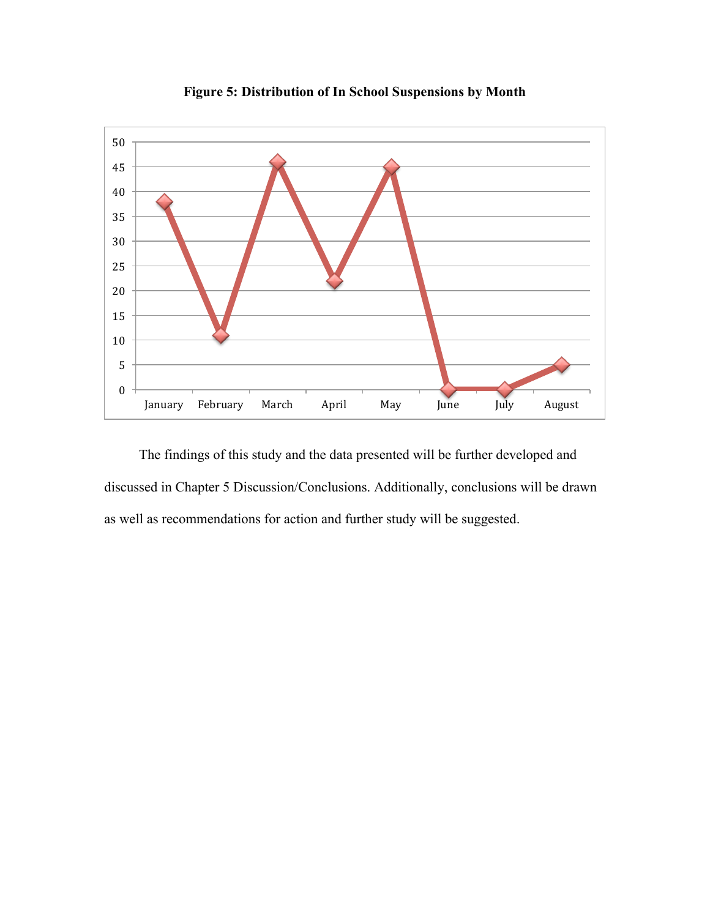**Figure 5: Distribution of In School Suspensions by Month**

The findings of this study and the data presented will be further developed and discussed in Chapter 5 Discussion/Conclusions. Additionally, conclusions will be drawn as well as recommendations for action and further study will be suggested.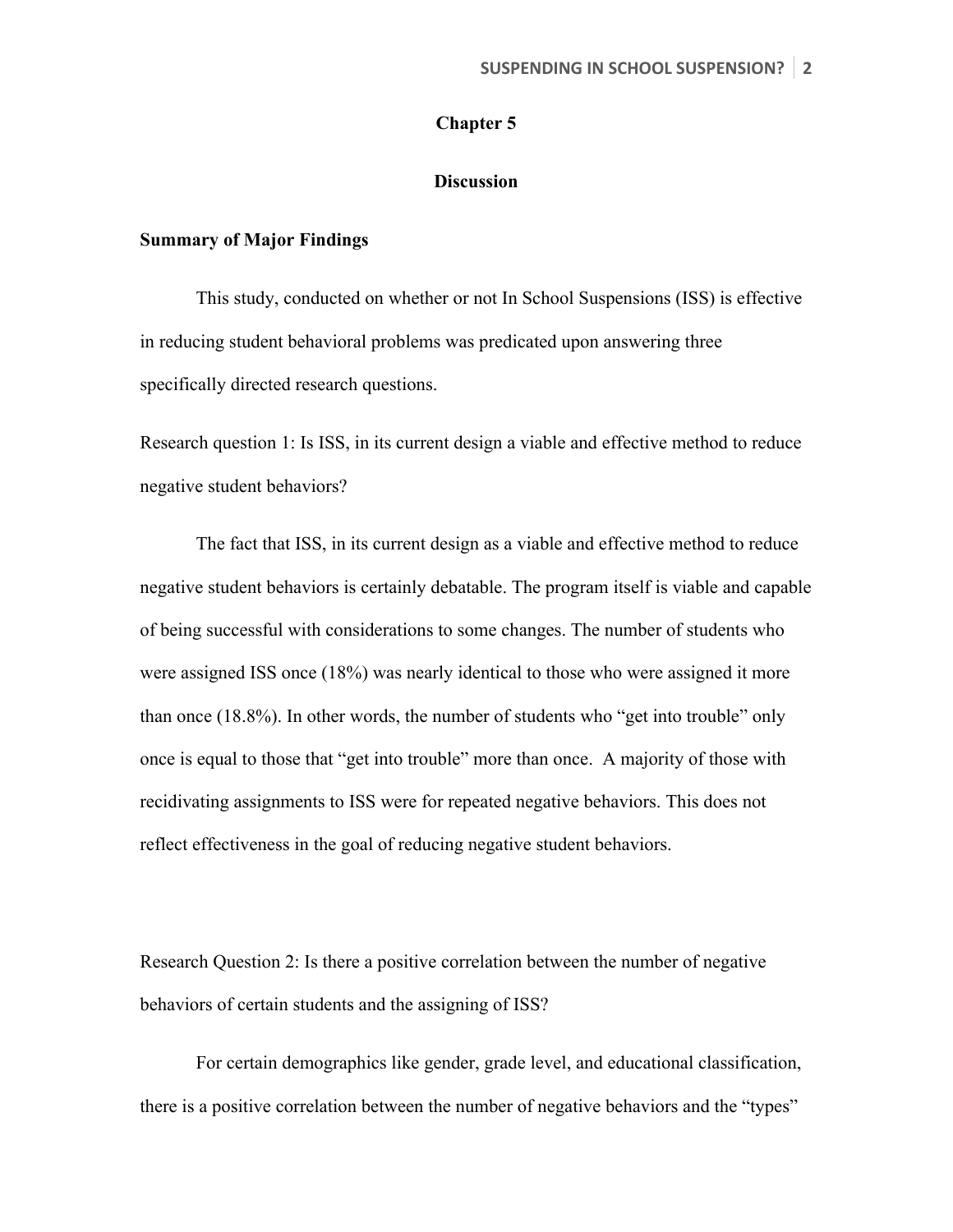# Chapter 5

## Discussion

### Summary of Major Findings

This study, conducted on whether or not In School Suspensions (ISS) is effective in reducing student behavioral problems was predicated upon answering three specifically directed research questions.

Research question 1: Is ISS, in its current design a viable and effective method to reduce negative student behaviors?

The fact that ISS, in its current design as a viable and effective method to reduce negative student behaviors is certainly debatable. The program itself is viable and capable of being successful with considerations to some changes. The number of students who were assigned ISS once (18%) was nearly identical to those who were assigned it more than once (18.8%). In other words, the number of students who "get into trouble" only once is equal to those that "get into trouble" more than once.  A majority of those with recidivating assignments to ISS were for repeated negative behaviors. This does not reflect effectiveness in the goal of reducing negative student behaviors.

Research Question 2: Is there a positive correlation between the number of negative behaviors of certain students and the assigning of ISS?

For certain demographics like gender, grade level, and educational classification, there is a positive correlation between the number of negative behaviors and the "types"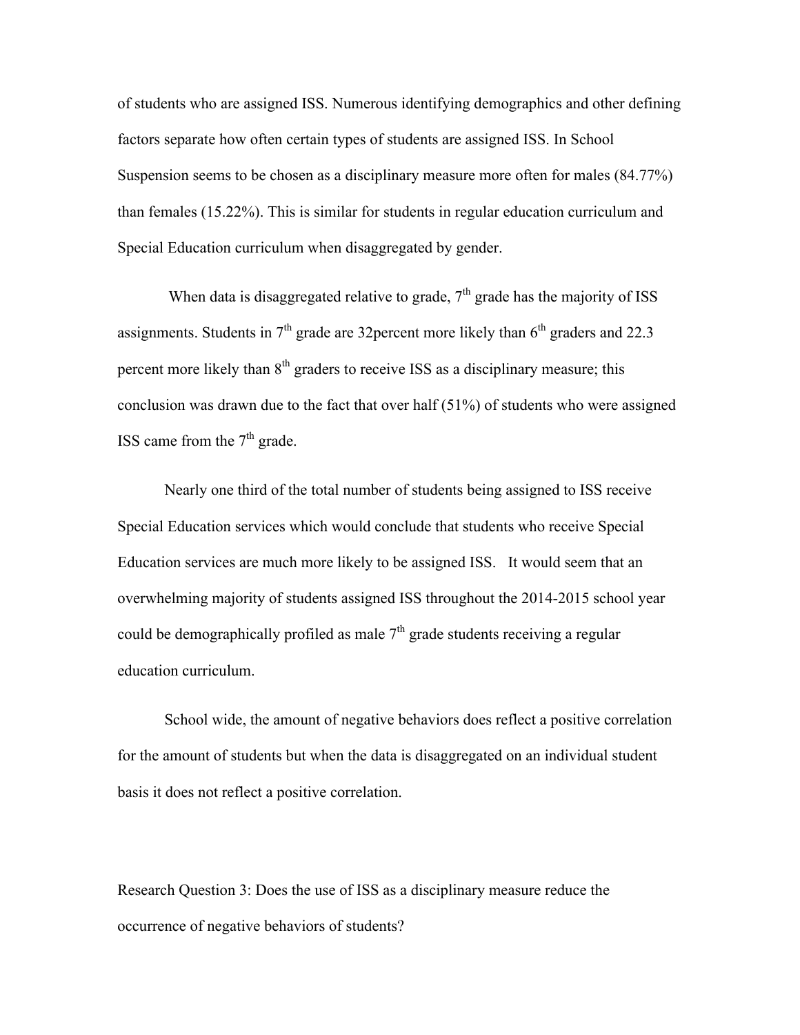of students who are assigned ISS. Numerous identifying demographics and other defining factors separate how often certain types of students are assigned ISS. In School Suspension seems to be chosen as a disciplinary measure more often for males (84.77%) than females (15.22%). This is similar for students in regular education curriculum and Special Education curriculum when disaggregated by gender.

When data is disaggregated relative to grade, 7th grade has the majority of ISS assignments. Students in 7th grade are 32percent more likely than 6th graders and 22.3 percent more likely than 8th graders to receive ISS as a disciplinary measure; this conclusion was drawn due to the fact that over half (51%) of students who were assigned ISS came from the 7th grade.

Nearly one third of the total number of students being assigned to ISS receive Special Education services which would conclude that students who receive Special Education services are much more likely to be assigned ISS. It would seem that an overwhelming majority of students assigned ISS throughout the 2014-2015 school year could be demographically profiled as male 7th grade students receiving a regular education curriculum.

School wide, the amount of negative behaviors does reflect a positive correlation for the amount of students but when the data is disaggregated on an individual student basis it does not reflect a positive correlation.

Research Question 3: Does the use of ISS as a disciplinary measure reduce the occurrence of negative behaviors of students?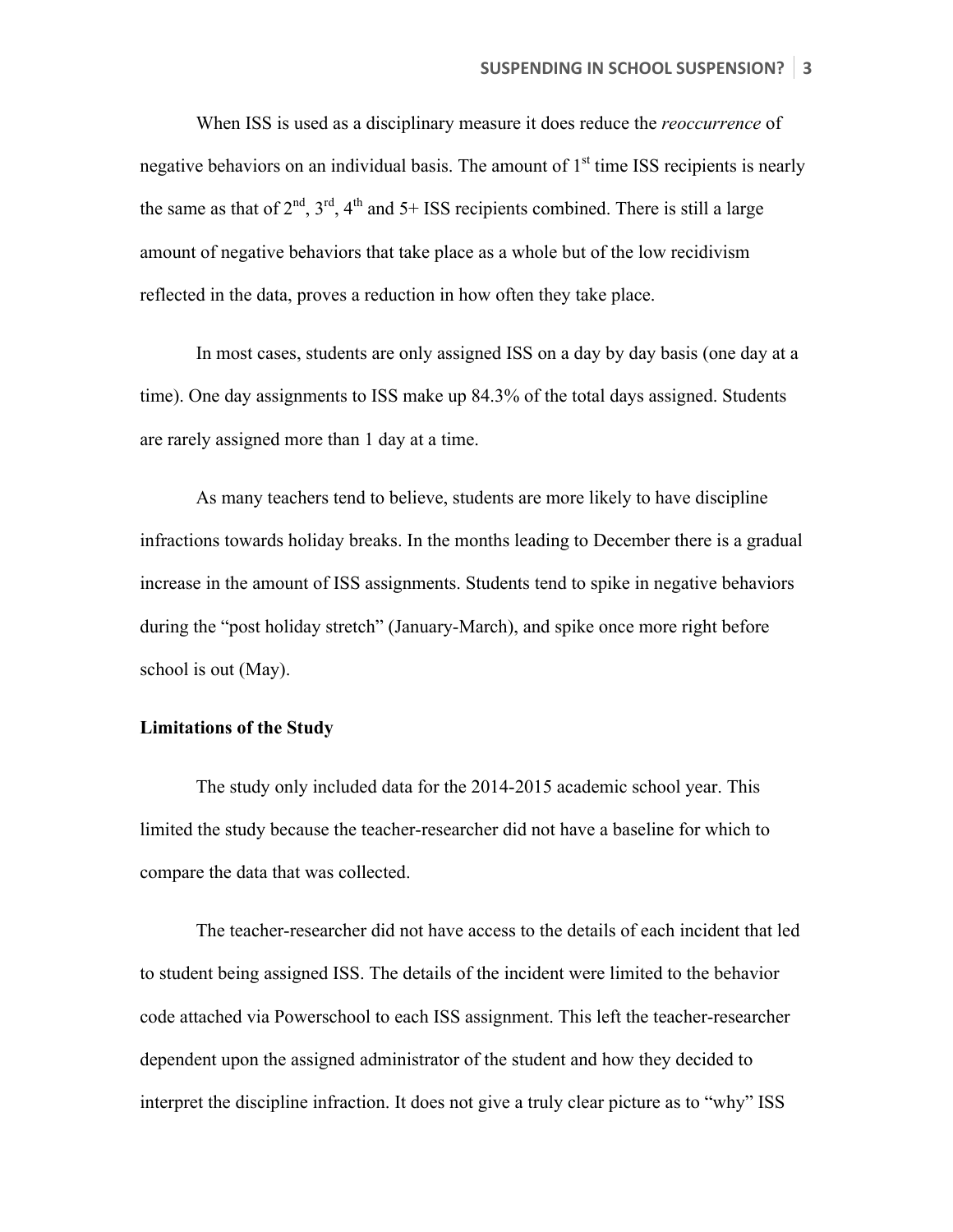When ISS is used as a disciplinary measure it does reduce the *reoccurrence* of negative behaviors on an individual basis. The amount of 1st time ISS recipients is nearly the same as that of 2nd, 3rd, 4th and 5+ ISS recipients combined. There is still a large amount of negative behaviors that take place as a whole but of the low recidivism reflected in the data, proves a reduction in how often they take place.

In most cases, students are only assigned ISS on a day by day basis (one day at a time). One day assignments to ISS make up 84.3% of the total days assigned. Students are rarely assigned more than 1 day at a time.

As many teachers tend to believe, students are more likely to have discipline infractions towards holiday breaks. In the months leading to December there is a gradual increase in the amount of ISS assignments. Students tend to spike in negative behaviors during the "post holiday stretch" (January-March), and spike once more right before school is out (May).

**Limitations of the Study**

The study only included data for the 2014-2015 academic school year. This limited the study because the teacher-researcher did not have a baseline for which to compare the data that was collected.

The teacher-researcher did not have access to the details of each incident that led to student being assigned ISS. The details of the incident were limited to the behavior code attached via Powerschool to each ISS assignment. This left the teacher-researcher dependent upon the assigned administrator of the student and how they decided to interpret the discipline infraction. It does not give a truly clear picture as to "why" ISS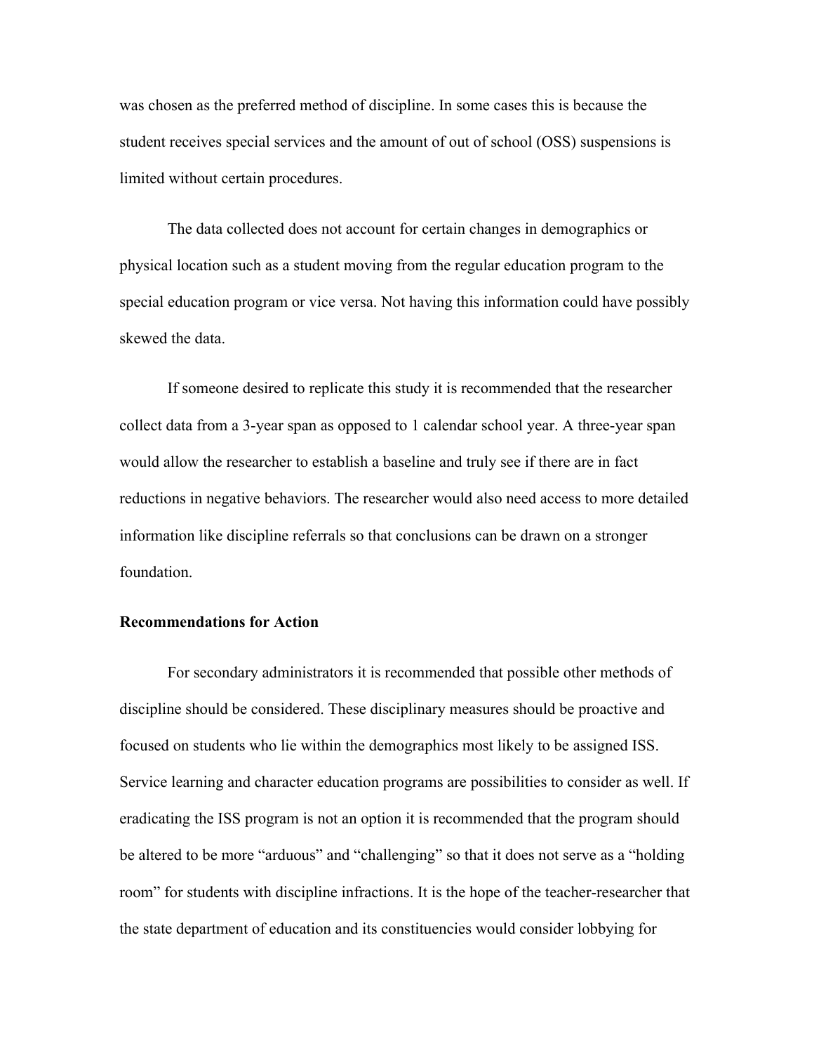was chosen as the preferred method of discipline. In some cases this is because the student receives special services and the amount of out of school (OSS) suspensions is limited without certain procedures.

The data collected does not account for certain changes in demographics or physical location such as a student moving from the regular education program to the special education program or vice versa. Not having this information could have possibly skewed the data.

If someone desired to replicate this study it is recommended that the researcher collect data from a 3-year span as opposed to 1 calendar school year. A three-year span would allow the researcher to establish a baseline and truly see if there are in fact reductions in negative behaviors. The researcher would also need access to more detailed information like discipline referrals so that conclusions can be drawn on a stronger foundation.

**Recommendations for Action**

For secondary administrators it is recommended that possible other methods of discipline should be considered. These disciplinary measures should be proactive and focused on students who lie within the demographics most likely to be assigned ISS. Service learning and character education programs are possibilities to consider as well. If eradicating the ISS program is not an option it is recommended that the program should be altered to be more "arduous" and "challenging" so that it does not serve as a "holding room" for students with discipline infractions. It is the hope of the teacher-researcher that the state department of education and its constituencies would consider lobbying for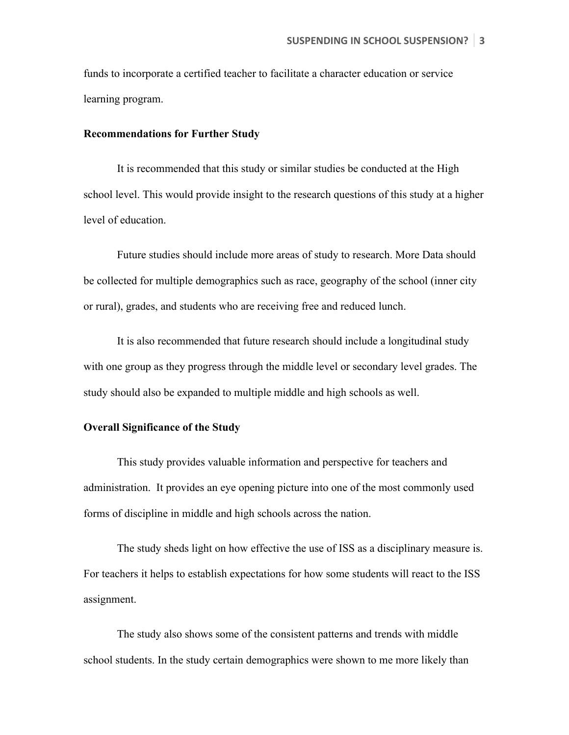funds to incorporate a certified teacher to facilitate a character education or service learning program.

**Recommendations for Further Study**

It is recommended that this study or similar studies be conducted at the High school level. This would provide insight to the research questions of this study at a higher level of education.

Future studies should include more areas of study to research. More Data should be collected for multiple demographics such as race, geography of the school (inner city or rural), grades, and students who are receiving free and reduced lunch.

It is also recommended that future research should include a longitudinal study with one group as they progress through the middle level or secondary level grades. The study should also be expanded to multiple middle and high schools as well.

**Overall Significance of the Study**

This study provides valuable information and perspective for teachers and administration.  It provides an eye opening picture into one of the most commonly used forms of discipline in middle and high schools across the nation.

The study sheds light on how effective the use of ISS as a disciplinary measure is. For teachers it helps to establish expectations for how some students will react to the ISS assignment.

The study also shows some of the consistent patterns and trends with middle school students. In the study certain demographics were shown to me more likely than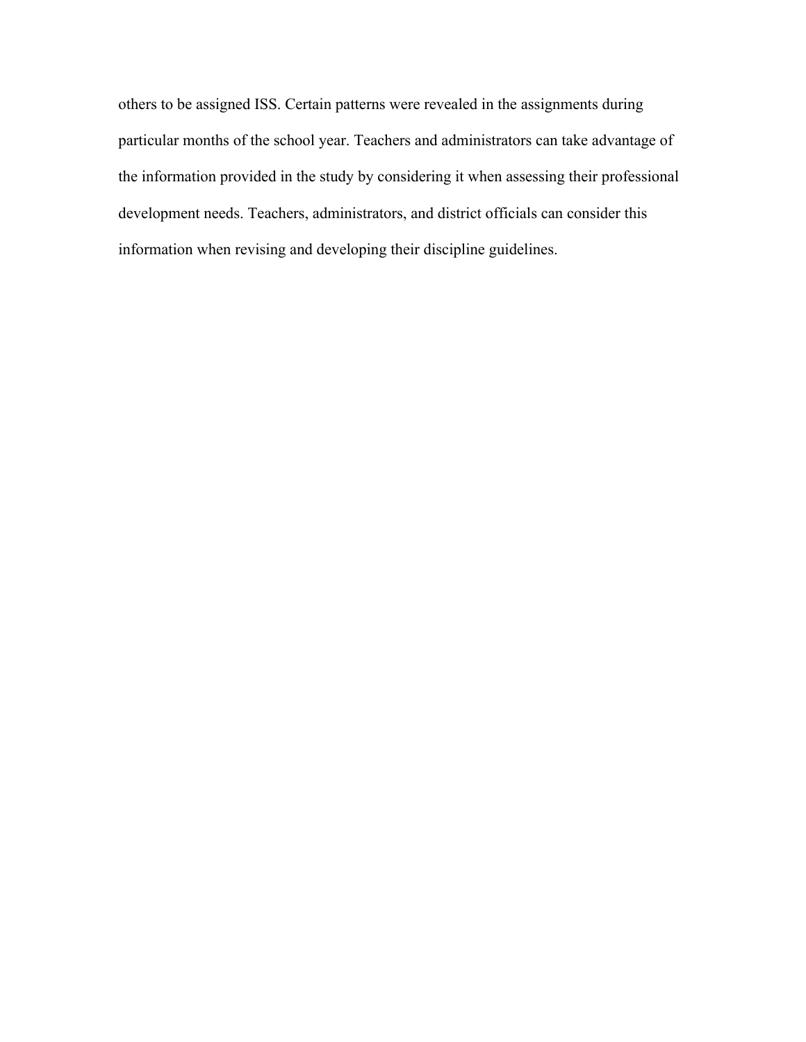others to be assigned ISS. Certain patterns were revealed in the assignments during particular months of the school year. Teachers and administrators can take advantage of the information provided in the study by considering it when assessing their professional development needs. Teachers, administrators, and district officials can consider this information when revising and developing their discipline guidelines.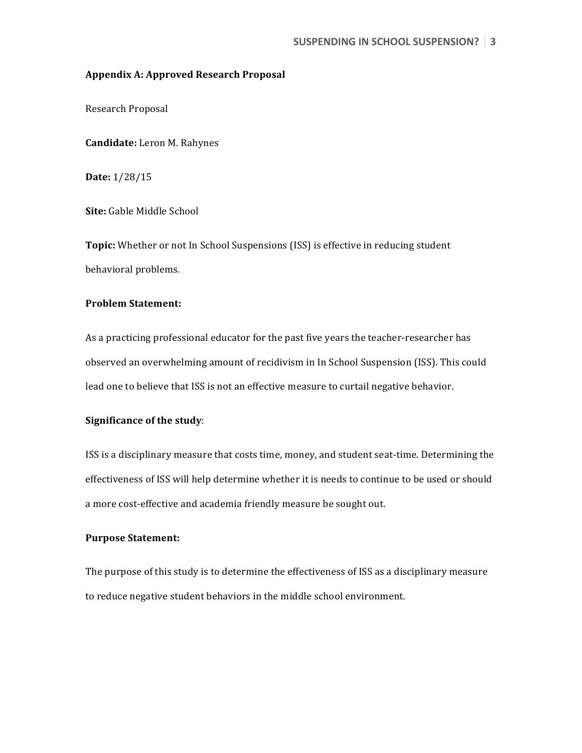**Appendix A: Approved Research Proposal**

Research Proposal

**Candidate:** Leron M. Rahynes

**Date:** 1/28/15

**Site:** Gable Middle School

**Topic:** Whether or not In School Suspensions (ISS) is effective in reducing student behavioral problems.

**Problem Statement:**

As a practicing professional educator for the past five years the teacher-researcher has observed an overwhelming amount of recidivism in In School Suspension (ISS). This could lead one to believe that ISS is not an effective measure to curtail negative behavior.

**Significance of the study**:

ISS is a disciplinary measure that costs time, money, and student seat-time. Determining the effectiveness of ISS will help determine whether it is needs to continue to be used or should a more cost-effective and academia friendly measure be sought out.

**Purpose Statement:**

The purpose of this study is to determine the effectiveness of ISS as a disciplinary measure to reduce negative student behaviors in the middle school environment.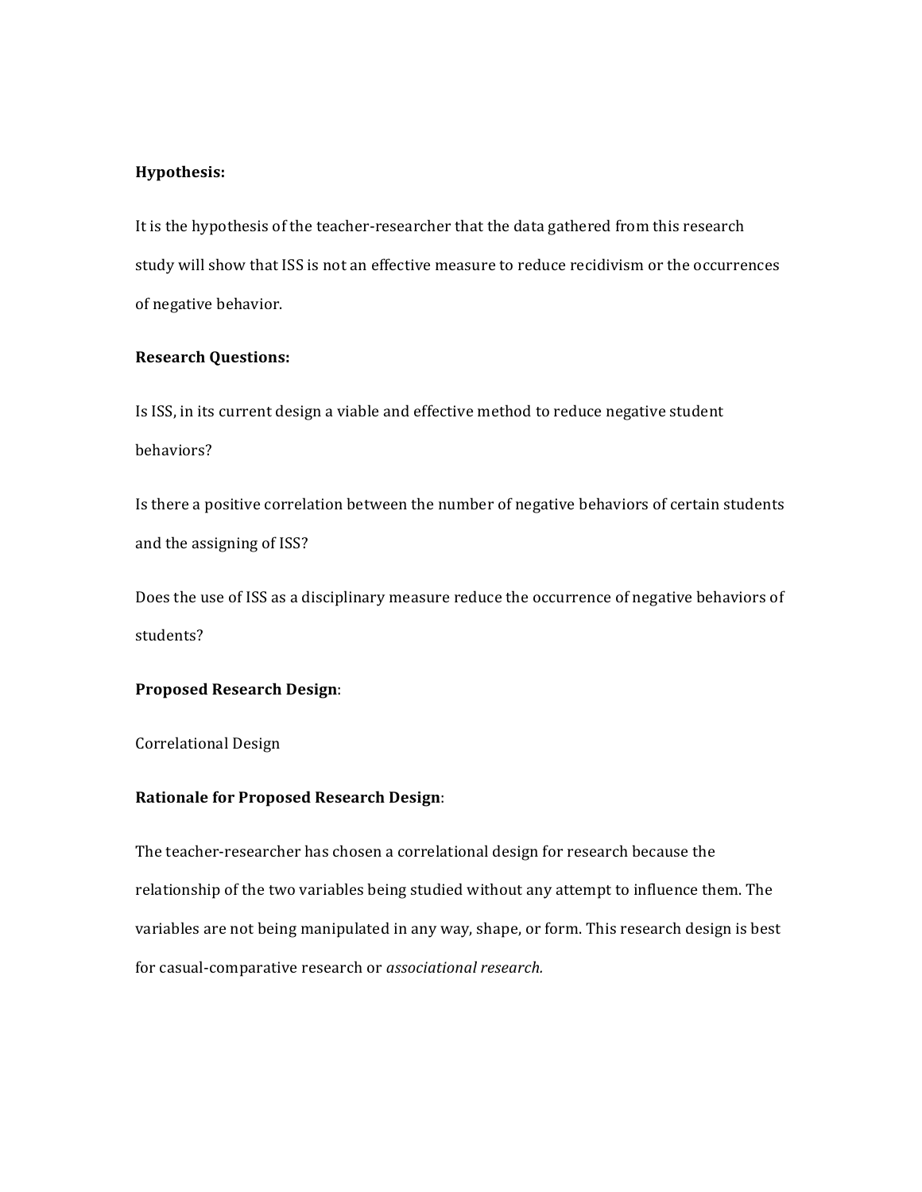**Hypothesis:**

It is the hypothesis of the teacher-researcher that the data gathered from this research study will show that ISS is not an effective measure to reduce recidivism or the occurrences of negative behavior.

**Research Questions:**

Is ISS, in its current design a viable and effective method to reduce negative student behaviors?

Is there a positive correlation between the number of negative behaviors of certain students and the assigning of ISS?

Does the use of ISS as a disciplinary measure reduce the occurrence of negative behaviors of students?

**Proposed Research Design**:

Correlational Design

**Rationale for Proposed Research Design**:

The teacher-researcher has chosen a correlational design for research because the relationship of the two variables being studied without any attempt to influence them. The variables are not being manipulated in any way, shape, or form. This research design is best for casual-comparative research or *associational research.*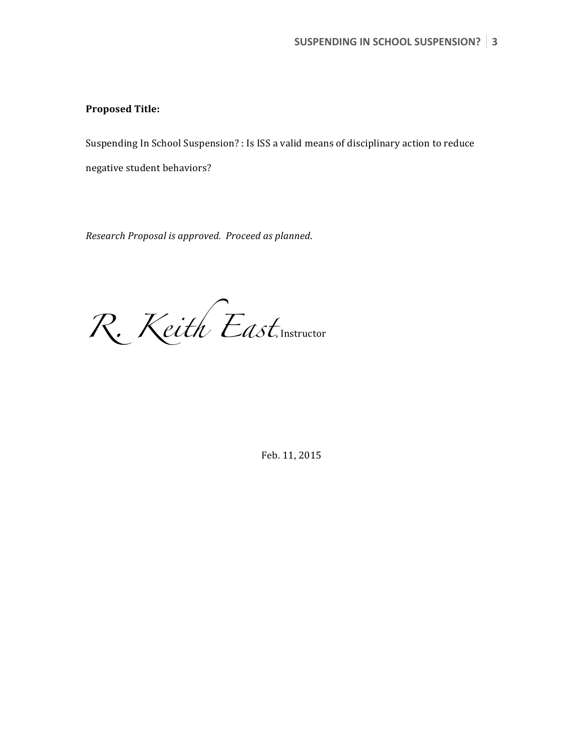**Proposed Title:**

Suspending In School Suspension? : Is ISS a valid means of disciplinary action to reduce negative student behaviors?

*Research Proposal is approved. Proceed as planned.*

R. Keith East, Instructor

Feb. 11, 2015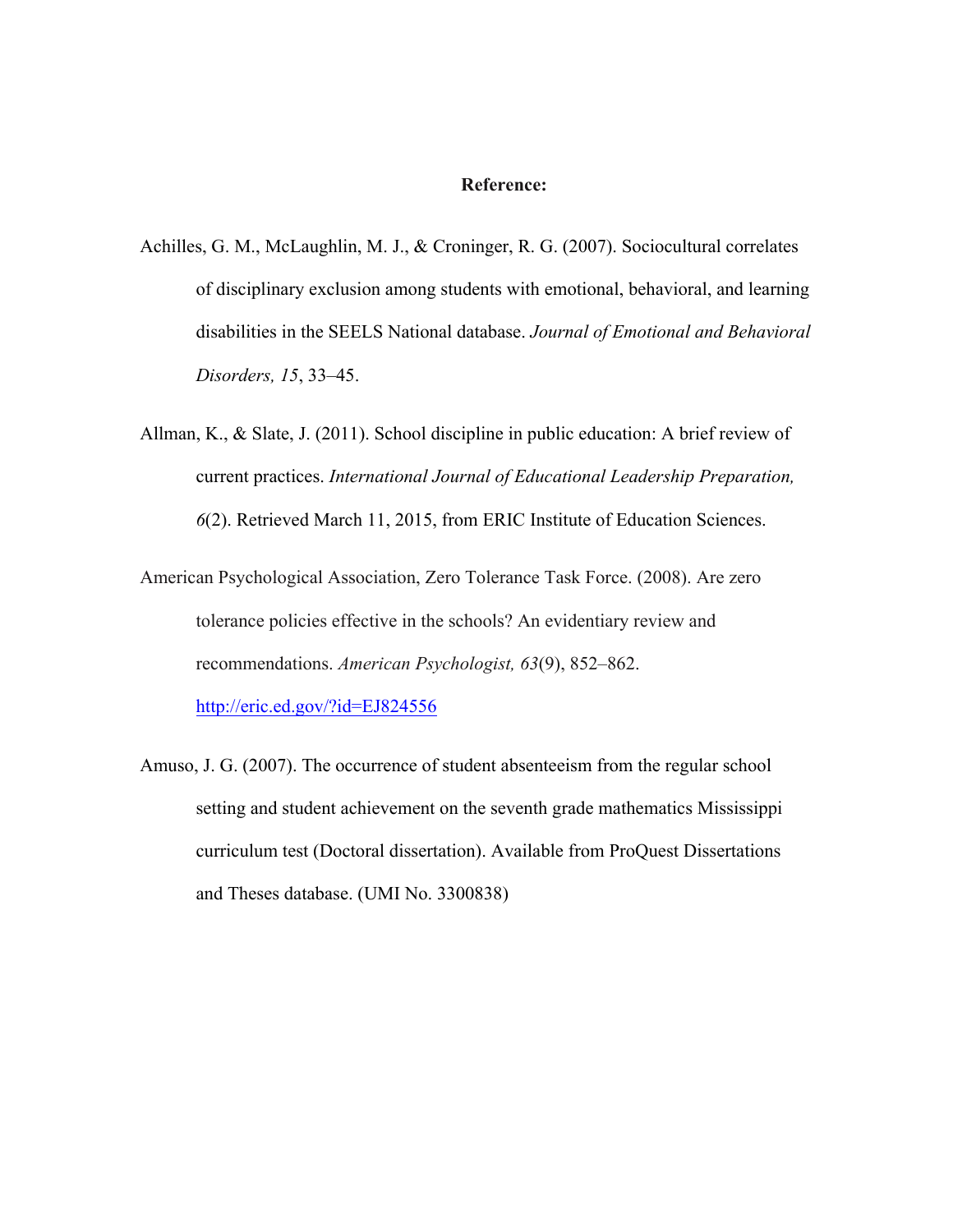**Reference:**

Achilles, G. M., McLaughlin, M. J., & Croninger, R. G. (2007). Sociocultural correlates of disciplinary exclusion among students with emotional, behavioral, and learning disabilities in the SEELS National database. *Journal of Emotional and Behavioral Disorders, 15*, 33–45.

Allman, K., & Slate, J. (2011). School discipline in public education: A brief review of current practices. *International Journal of Educational Leadership Preparation, 6*(2). Retrieved March 11, 2015, from ERIC Institute of Education Sciences.

American Psychological Association, Zero Tolerance Task Force. (2008). Are zero tolerance policies effective in the schools? An evidentiary review and recommendations. *American Psychologist, 63*(9), 852–862. http://eric.ed.gov/?id=EJ824556

Amuso, J. G. (2007). The occurrence of student absenteeism from the regular school setting and student achievement on the seventh grade mathematics Mississippi curriculum test (Doctoral dissertation). Available from ProQuest Dissertations and Theses database. (UMI No. 3300838)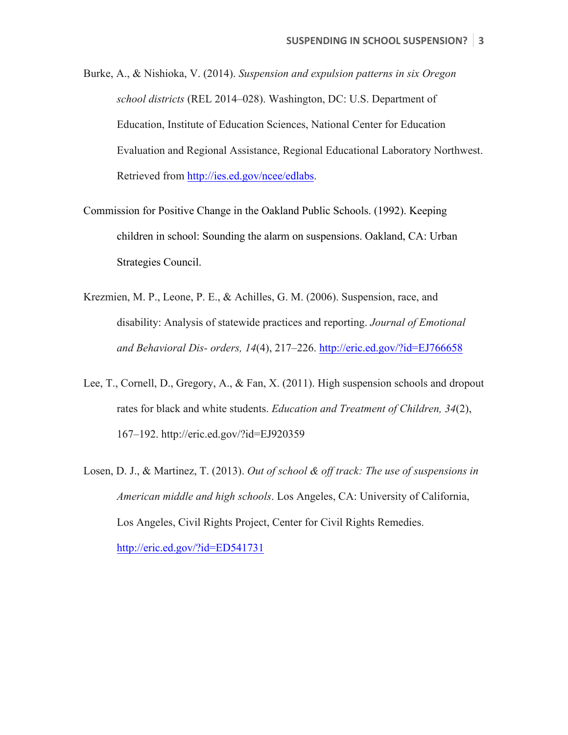Burke, A., & Nishioka, V. (2014). *Suspension and expulsion patterns in six Oregon school districts* (REL 2014–028). Washington, DC: U.S. Department of Education, Institute of Education Sciences, National Center for Education Evaluation and Regional Assistance, Regional Educational Laboratory Northwest. Retrieved from http://ies.ed.gov/ncee/edlabs.

Commission for Positive Change in the Oakland Public Schools. (1992). Keeping children in school: Sounding the alarm on suspensions. Oakland, CA: Urban Strategies Council.

Krezmien, M. P., Leone, P. E., & Achilles, G. M. (2006). Suspension, race, and disability: Analysis of statewide practices and reporting. *Journal of Emotional and Behavioral Dis- orders, 14*(4), 217–226. http://eric.ed.gov/?id=EJ766658

Lee, T., Cornell, D., Gregory, A., & Fan, X. (2011). High suspension schools and dropout rates for black and white students. *Education and Treatment of Children, 34*(2), 167–192. http://eric.ed.gov/?id=EJ920359

Losen, D. J., & Martinez, T. (2013). *Out of school & off track: The use of suspensions in American middle and high schools*. Los Angeles, CA: University of California, Los Angeles, Civil Rights Project, Center for Civil Rights Remedies. http://eric.ed.gov/?id=ED541731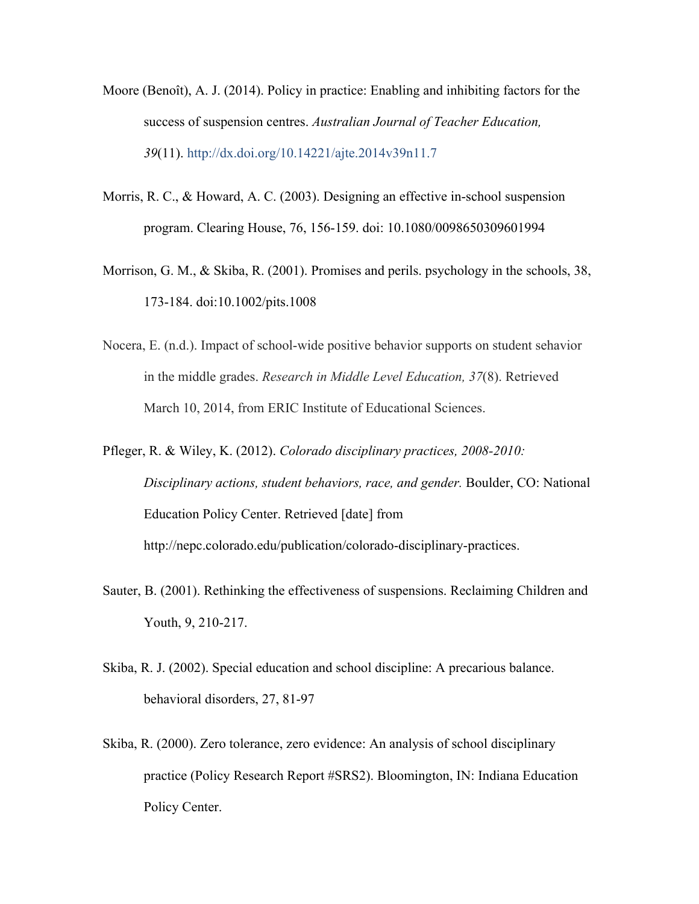Moore (Benoît), A. J. (2014). Policy in practice: Enabling and inhibiting factors for the success of suspension centres. *Australian Journal of Teacher Education, 39*(11). http://dx.doi.org/10.14221/ajte.2014v39n11.7

Morris, R. C., & Howard, A. C. (2003). Designing an effective in-school suspension program. Clearing House, 76, 156-159. doi: 10.1080/0098650309601994

Morrison, G. M., & Skiba, R. (2001). Promises and perils. psychology in the schools, 38, 173-184. doi:10.1002/pits.1008

Nocera, E. (n.d.). Impact of school-wide positive behavior supports on student sehavior in the middle grades. *Research in Middle Level Education, 37*(8). Retrieved March 10, 2014, from ERIC Institute of Educational Sciences.

Pfleger, R. & Wiley, K. (2012). *Colorado disciplinary practices, 2008-2010: Disciplinary actions, student behaviors, race, and gender.* Boulder, CO: National Education Policy Center. Retrieved [date] from http://nepc.colorado.edu/publication/colorado-disciplinary-practices.

Sauter, B. (2001). Rethinking the effectiveness of suspensions. Reclaiming Children and Youth, 9, 210-217.

Skiba, R. J. (2002). Special education and school discipline: A precarious balance. behavioral disorders, 27, 81-97

Skiba, R. (2000). Zero tolerance, zero evidence: An analysis of school disciplinary practice (Policy Research Report #SRS2). Bloomington, IN: Indiana Education Policy Center.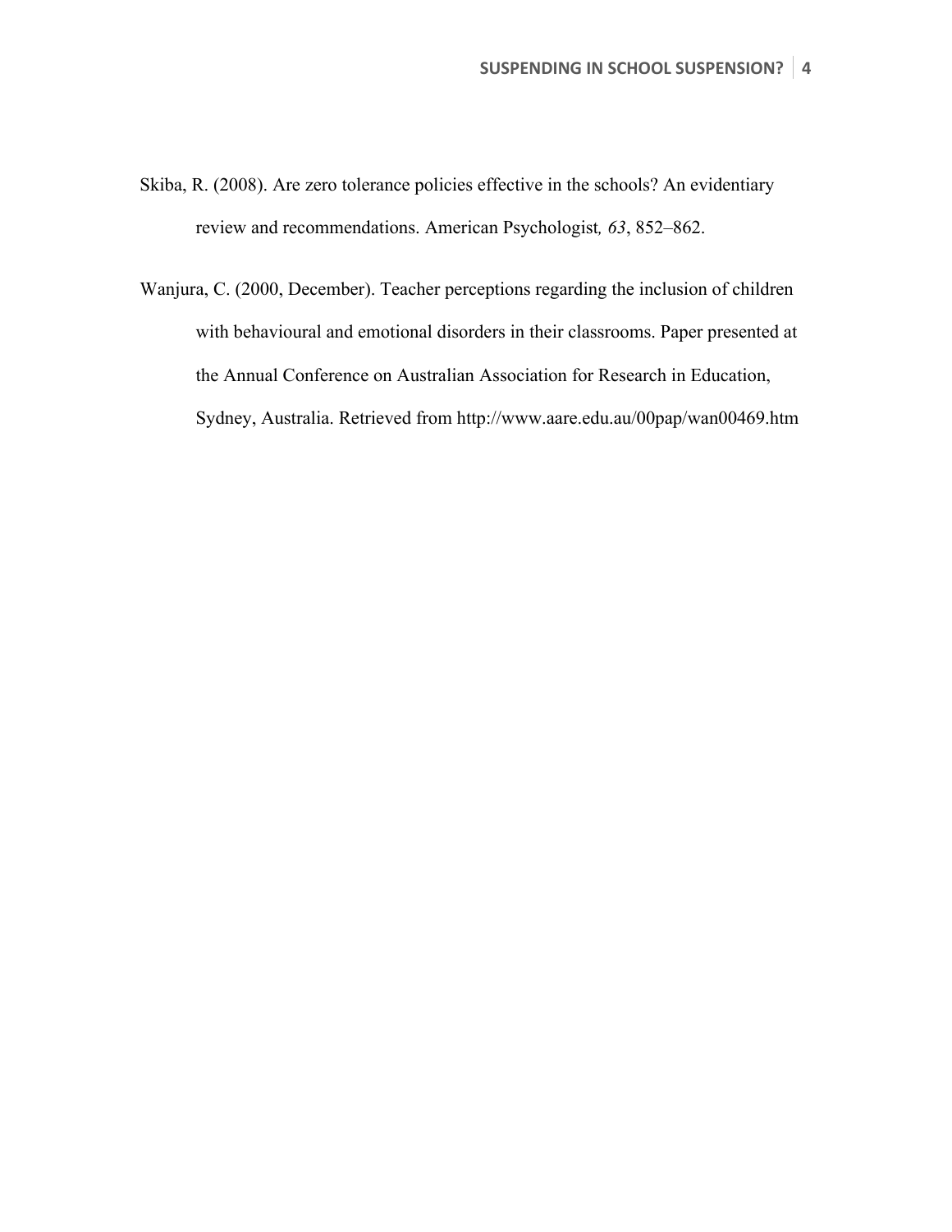Skiba, R. (2008). Are zero tolerance policies effective in the schools? An evidentiary review and recommendations. American Psychologist*, 63*, 852–862.

Wanjura, C. (2000, December). Teacher perceptions regarding the inclusion of children with behavioural and emotional disorders in their classrooms. Paper presented at the Annual Conference on Australian Association for Research in Education, Sydney, Australia. Retrieved from http://www.aare.edu.au/00pap/wan00469.htm